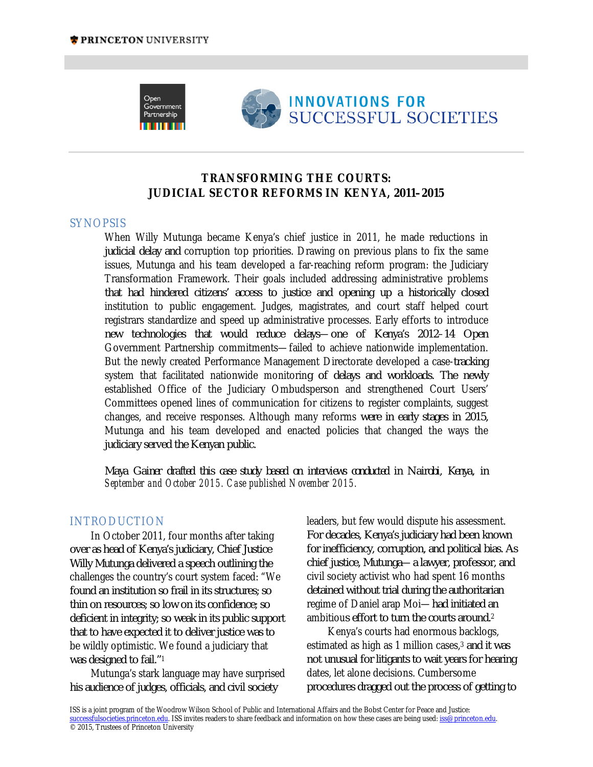# TRANSFORMING THE COURTS: JUDICIAL SECTOR REFORMS IN KENYA, 2011–2015

## SYNOPSIS

When Willy Mutunga became Kenya's chief justice in 2011, he made reductions in judicial delay and corruption top priorities. Drawing on previous plans to fix the same issues, Mutunga and his team developed a far-reaching reform program: the Judiciary Transformation Framework. Their goals included addressing administrative problems that had hindered citizens' access to justice and opening up a historically closed institution to public engagement. Judges, magistrates, and court staff helped court registrars standardize and speed up administrative processes. Early efforts to introduce new technologies that would reduce delays—one of Kenya's 2012–14 Open Government Partnership commitments—failed to achieve nationwide implementation. But the newly created Performance Management Directorate developed a case-tracking system that facilitated nationwide monitoring of delays and workloads. The newly established Office of the Judiciary Ombudsperson and strengthened Court Users' Committees opened lines of communication for citizens to register complaints, suggest changes, and receive responses. Although many reforms were in early stages in 2015, Mutunga and his team developed and enacted policies that changed the ways the judiciary served the Kenyan public.

*Maya Gainer drafted this case study based on interviews conducted in Nairobi, Kenya, in September and October 2015. Case published November 2015.*

## INTRODUCTION

In October 2011, four months after taking over as head of Kenya's judiciary, Chief Justice Willy Mutunga delivered a speech outlining the challenges the country's court system faced: "We found an institution so frail in its structures; so thin on resources; so low on its confidence; so deficient in integrity; so weak in its public support that to have expected it to deliver justice was to be wildly optimistic. We found a judiciary that was designed to fail."[1]

Mutunga's stark language may have surprised his audience of judges, officials, and civil society leaders, but few would dispute his assessment. For decades, Kenya's judiciary had been known for inefficiency, corruption, and political bias. As chief justice, Mutunga—a lawyer, professor, and civil society activist who had spent 16 months detained without trial during the authoritarian regime of Daniel arap Moi—had initiated an ambitious effort to turn the courts around.[2]

Kenya's courts had enormous backlogs, estimated as high as 1 million cases,[3] and it was not unusual for litigants to wait years for hearing dates, let alone decisions. Cumbersome procedures dragged out the process of getting to

ISS is a joint program of the Woodrow Wilson School of Public and International Affairs and the Bobst Center for Peace and Justice: successfulsocieties.princeton.edu. ISS invites readers to share feedback and information on how these cases are being used: iss@princeton.edu.
© 2015, Trustees of Princeton University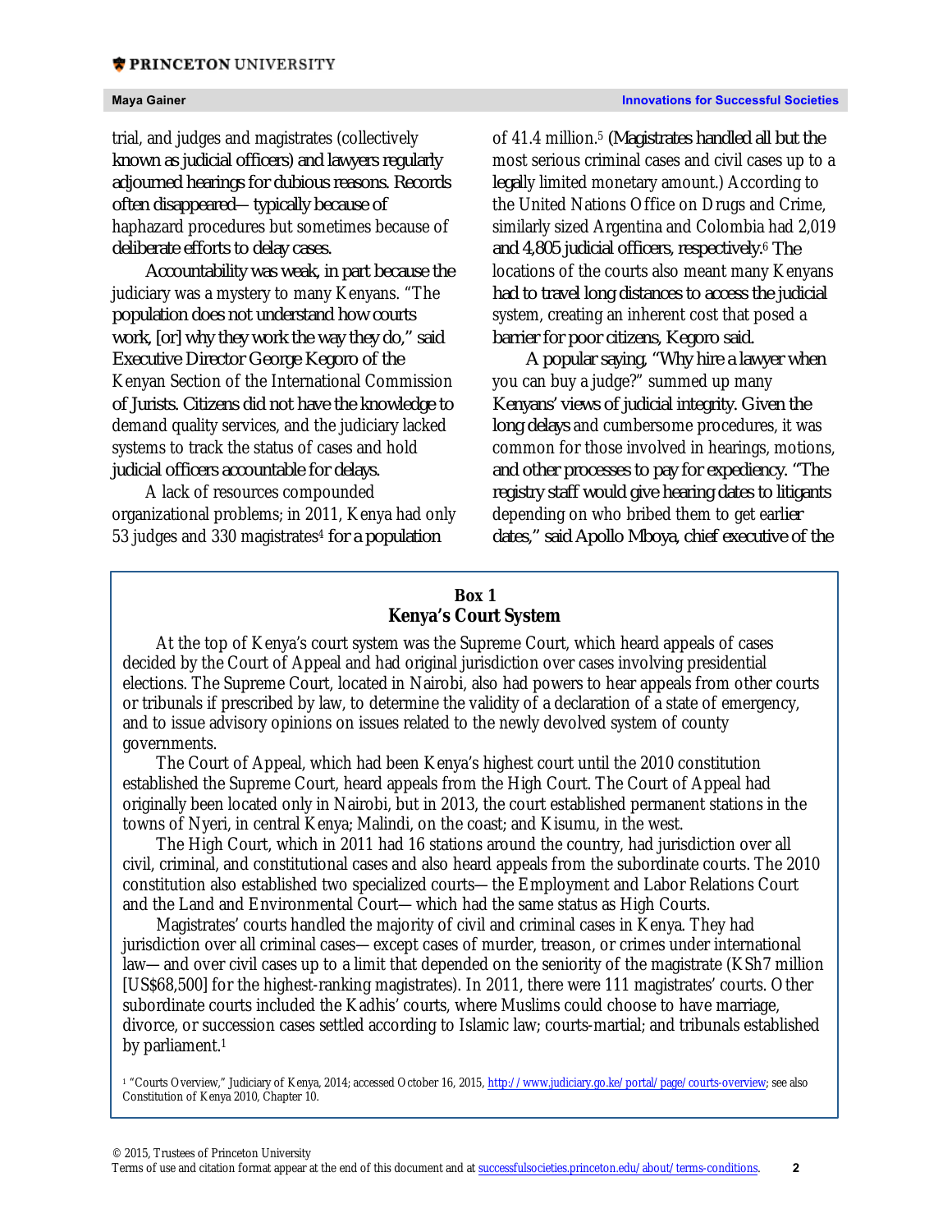trial, and judges and magistrates (collectively known as judicial officers) and lawyers regularly adjourned hearings for dubious reasons. Records often disappeared—typically because of haphazard procedures but sometimes because of deliberate efforts to delay cases.

Accountability was weak, in part because the judiciary was a mystery to many Kenyans. "The population does not understand how courts work, [or] why they work the way they do," said Executive Director George Kegoro of the Kenyan Section of the International Commission of Jurists. Citizens did not have the knowledge to demand quality services, and the judiciary lacked systems to track the status of cases and hold judicial officers accountable for delays.

A lack of resources compounded organizational problems; in 2011, Kenya had only 53 judges and 330 magistrates[4] for a population of 41.4 million.[5] (Magistrates handled all but the most serious criminal cases and civil cases up to a legally limited monetary amount.) According to the United Nations Office on Drugs and Crime, similarly sized Argentina and Colombia had 2,019 and 4,805 judicial officers, respectively.[6] The locations of the courts also meant many Kenyans had to travel long distances to access the judicial system, creating an inherent cost that posed a barrier for poor citizens, Kegoro said.

A popular saying, "Why hire a lawyer when you can buy a judge?" summed up many Kenyans' views of judicial integrity. Given the long delays and cumbersome procedures, it was common for those involved in hearings, motions, and other processes to pay for expediency. "The registry staff would give hearing dates to litigants depending on who bribed them to get earlier dates," said Apollo Mboya, chief executive of the

---

**Box 1**
**Kenya's Court System**

At the top of Kenya's court system was the Supreme Court, which heard appeals of cases decided by the Court of Appeal and had original jurisdiction over cases involving presidential elections. The Supreme Court, located in Nairobi, also had powers to hear appeals from other courts or tribunals if prescribed by law, to determine the validity of a declaration of a state of emergency, and to issue advisory opinions on issues related to the newly devolved system of county governments.

The Court of Appeal, which had been Kenya's highest court until the 2010 constitution established the Supreme Court, heard appeals from the High Court. The Court of Appeal had originally been located only in Nairobi, but in 2013, the court established permanent stations in the towns of Nyeri, in central Kenya; Malindi, on the coast; and Kisumu, in the west.

The High Court, which in 2011 had 16 stations around the country, had jurisdiction over all civil, criminal, and constitutional cases and also heard appeals from the subordinate courts. The 2010 constitution also established two specialized courts—the Employment and Labor Relations Court and the Land and Environmental Court—which had the same status as High Courts.

Magistrates' courts handled the majority of civil and criminal cases in Kenya. They had jurisdiction over all criminal cases—except cases of murder, treason, or crimes under international law—and over civil cases up to a limit that depended on the seniority of the magistrate (KSh7 million [US$68,500] for the highest-ranking magistrates). In 2011, there were 111 magistrates' courts. Other subordinate courts included the Kadhis' courts, where Muslims could choose to have marriage, divorce, or succession cases settled according to Islamic law; courts-martial; and tribunals established by parliament.[1]

[1] "Courts Overview," Judiciary of Kenya, 2014; accessed October 16, 2015, http://www.judiciary.go.ke/portal/page/courts-overview; see also Constitution of Kenya 2010, Chapter 10.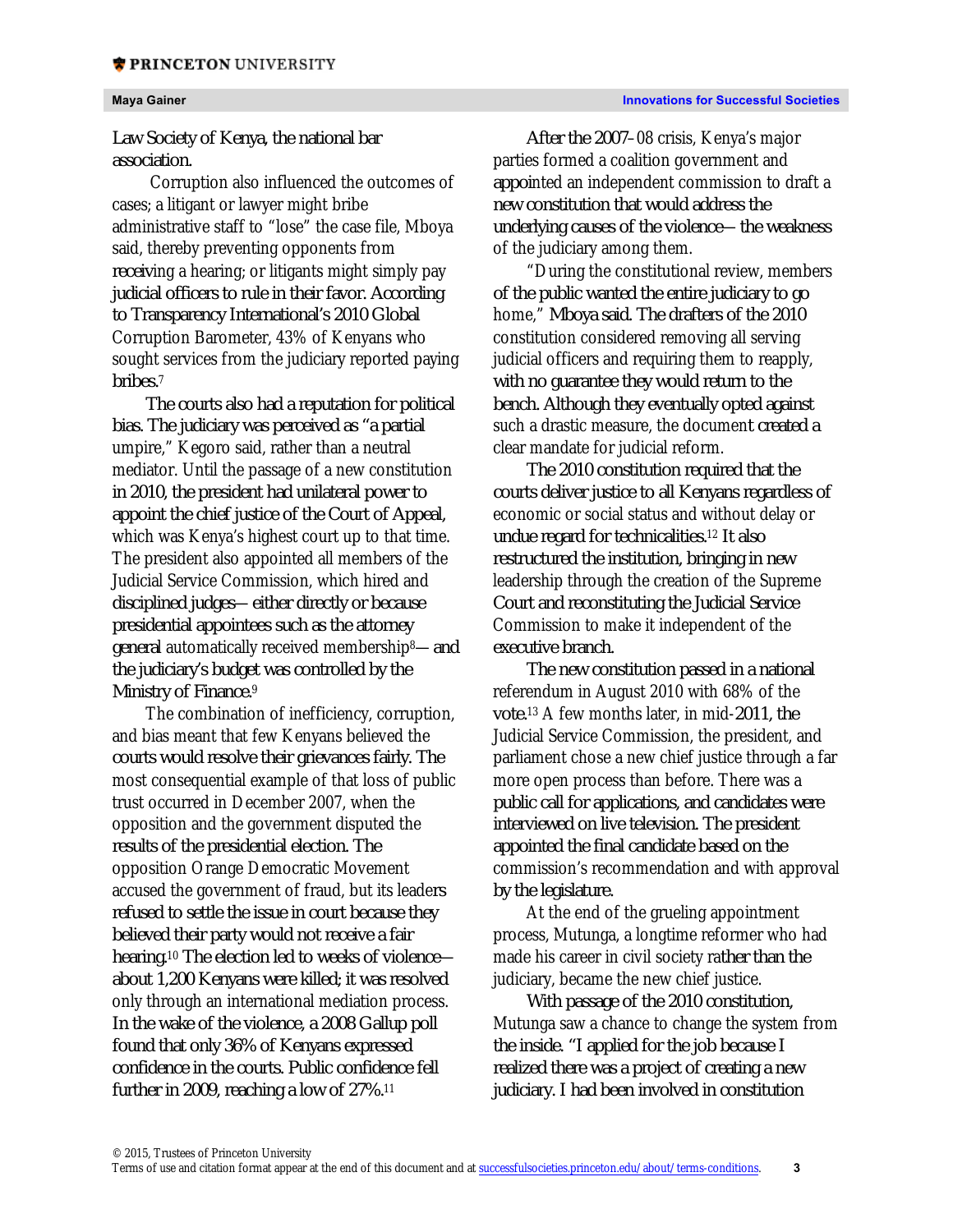Law Society of Kenya, the national bar association.

Corruption also influenced the outcomes of cases; a litigant or lawyer might bribe administrative staff to "lose" the case file, Mboya said, thereby preventing opponents from receiving a hearing; or litigants might simply pay judicial officers to rule in their favor. According to Transparency International's 2010 Global Corruption Barometer, 43% of Kenyans who sought services from the judiciary reported paying bribes.[7]

The courts also had a reputation for political bias. The judiciary was perceived as "a partial umpire," Kegoro said, rather than a neutral mediator. Until the passage of a new constitution in 2010, the president had unilateral power to appoint the chief justice of the Court of Appeal, which was Kenya's highest court up to that time. The president also appointed all members of the Judicial Service Commission, which hired and disciplined judges— either directly or because presidential appointees such as the attorney general automatically received membership[8]— and the judiciary's budget was controlled by the Ministry of Finance.[9]

The combination of inefficiency, corruption, and bias meant that few Kenyans believed the courts would resolve their grievances fairly. The most consequential example of that loss of public trust occurred in December 2007, when the opposition and the government disputed the results of the presidential election. The opposition Orange Democratic Movement accused the government of fraud, but its leaders refused to settle the issue in court because they believed their party would not receive a fair hearing.[10] The election led to weeks of violence— about 1,200 Kenyans were killed; it was resolved only through an international mediation process. In the wake of the violence, a 2008 Gallup poll found that only 36% of Kenyans expressed confidence in the courts. Public confidence fell further in 2009, reaching a low of 27%.[11]

After the 2007–08 crisis, Kenya's major parties formed a coalition government and appointed an independent commission to draft a new constitution that would address the underlying causes of the violence— the weakness of the judiciary among them.

"During the constitutional review, members of the public wanted the entire judiciary to go home," Mboya said. The drafters of the 2010 constitution considered removing all serving judicial officers and requiring them to reapply, with no guarantee they would return to the bench. Although they eventually opted against such a drastic measure, the document created a clear mandate for judicial reform.

The 2010 constitution required that the courts deliver justice to all Kenyans regardless of economic or social status and without delay or undue regard for technicalities.[12] It also restructured the institution, bringing in new leadership through the creation of the Supreme Court and reconstituting the Judicial Service Commission to make it independent of the executive branch.

The new constitution passed in a national referendum in August 2010 with 68% of the vote.[13] A few months later, in mid-2011, the Judicial Service Commission, the president, and parliament chose a new chief justice through a far more open process than before. There was a public call for applications, and candidates were interviewed on live television. The president appointed the final candidate based on the commission's recommendation and with approval by the legislature.

At the end of the grueling appointment process, Mutunga, a longtime reformer who had made his career in civil society rather than the judiciary, became the new chief justice.

With passage of the 2010 constitution, Mutunga saw a chance to change the system from the inside. "I applied for the job because I realized there was a project of creating a new judiciary. I had been involved in constitution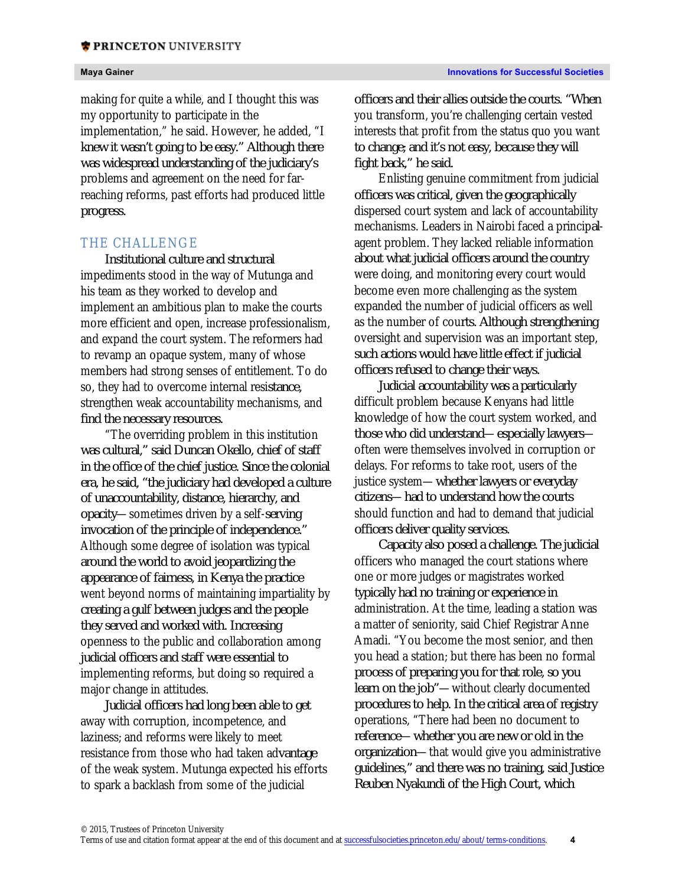making for quite a while, and I thought this was my opportunity to participate in the implementation," he said. However, he added, "I knew it wasn't going to be easy." Although there was widespread understanding of the judiciary's problems and agreement on the need for far-reaching reforms, past efforts had produced little progress.

## THE CHALLENGE

Institutional culture and structural impediments stood in the way of Mutunga and his team as they worked to develop and implement an ambitious plan to make the courts more efficient and open, increase professionalism, and expand the court system. The reformers had to revamp an opaque system, many of whose members had strong senses of entitlement. To do so, they had to overcome internal resistance, strengthen weak accountability mechanisms, and find the necessary resources.

"The overriding problem in this institution was cultural," said Duncan Okello, chief of staff in the office of the chief justice. Since the colonial era, he said, "the judiciary had developed a culture of unaccountability, distance, hierarchy, and opacity—sometimes driven by a self-serving invocation of the principle of independence." Although some degree of isolation was typical around the world to avoid jeopardizing the appearance of fairness, in Kenya the practice went beyond norms of maintaining impartiality by creating a gulf between judges and the people they served and worked with. Increasing openness to the public and collaboration among judicial officers and staff were essential to implementing reforms, but doing so required a major change in attitudes.

Judicial officers had long been able to get away with corruption, incompetence, and laziness; and reforms were likely to meet resistance from those who had taken advantage of the weak system. Mutunga expected his efforts to spark a backlash from some of the judicial officers and their allies outside the courts. "When you transform, you're challenging certain vested interests that profit from the status quo you want to change; and it's not easy, because they will fight back," he said.

Enlisting genuine commitment from judicial officers was critical, given the geographically dispersed court system and lack of accountability mechanisms. Leaders in Nairobi faced a principal-agent problem. They lacked reliable information about what judicial officers around the country were doing, and monitoring every court would become even more challenging as the system expanded the number of judicial officers as well as the number of courts. Although strengthening oversight and supervision was an important step, such actions would have little effect if judicial officers refused to change their ways.

Judicial accountability was a particularly difficult problem because Kenyans had little knowledge of how the court system worked, and those who did understand—especially lawyers—often were themselves involved in corruption or delays. For reforms to take root, users of the justice system—whether lawyers or everyday citizens—had to understand how the courts should function and had to demand that judicial officers deliver quality services.

Capacity also posed a challenge. The judicial officers who managed the court stations where one or more judges or magistrates worked typically had no training or experience in administration. At the time, leading a station was a matter of seniority, said Chief Registrar Anne Amadi. "You become the most senior, and then you head a station; but there has been no formal process of preparing you for that role, so you learn on the job"—without clearly documented procedures to help. In the critical area of registry operations, "There had been no document to reference—whether you are new or old in the organization—that would give you administrative guidelines," and there was no training, said Justice Reuben Nyakundi of the High Court, which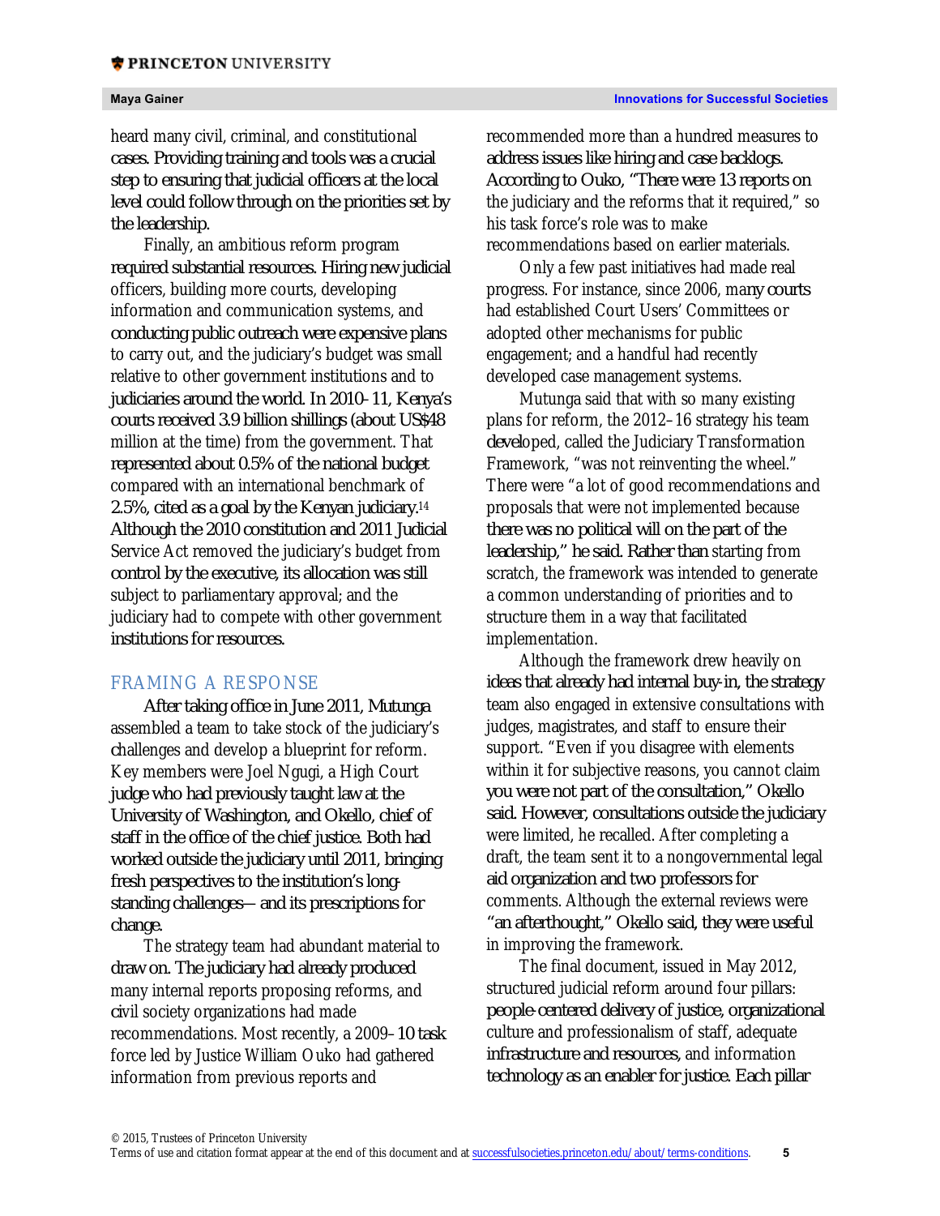heard many civil, criminal, and constitutional cases. Providing training and tools was a crucial step to ensuring that judicial officers at the local level could follow through on the priorities set by the leadership.

Finally, an ambitious reform program required substantial resources. Hiring new judicial officers, building more courts, developing information and communication systems, and conducting public outreach were expensive plans to carry out, and the judiciary's budget was small relative to other government institutions and to judiciaries around the world. In 2010–11, Kenya's courts received 3.9 billion shillings (about US$48 million at the time) from the government. That represented about 0.5% of the national budget compared with an international benchmark of 2.5%, cited as a goal by the Kenyan judiciary.[14] Although the 2010 constitution and 2011 Judicial Service Act removed the judiciary's budget from control by the executive, its allocation was still subject to parliamentary approval; and the judiciary had to compete with other government institutions for resources.

## FRAMING A RESPONSE

After taking office in June 2011, Mutunga assembled a team to take stock of the judiciary's challenges and develop a blueprint for reform. Key members were Joel Ngugi, a High Court judge who had previously taught law at the University of Washington, and Okello, chief of staff in the office of the chief justice. Both had worked outside the judiciary until 2011, bringing fresh perspectives to the institution's long-standing challenges— and its prescriptions for change.

The strategy team had abundant material to draw on. The judiciary had already produced many internal reports proposing reforms, and civil society organizations had made recommendations. Most recently, a 2009–10 task force led by Justice William Ouko had gathered information from previous reports and recommended more than a hundred measures to address issues like hiring and case backlogs. According to Ouko, "There were 13 reports on the judiciary and the reforms that it required," so his task force's role was to make recommendations based on earlier materials.

Only a few past initiatives had made real progress. For instance, since 2006, many courts had established Court Users' Committees or adopted other mechanisms for public engagement; and a handful had recently developed case management systems.

Mutunga said that with so many existing plans for reform, the 2012–16 strategy his team developed, called the Judiciary Transformation Framework, "was not reinventing the wheel." There were "a lot of good recommendations and proposals that were not implemented because there was no political will on the part of the leadership," he said. Rather than starting from scratch, the framework was intended to generate a common understanding of priorities and to structure them in a way that facilitated implementation.

Although the framework drew heavily on ideas that already had internal buy-in, the strategy team also engaged in extensive consultations with judges, magistrates, and staff to ensure their support. "Even if you disagree with elements within it for subjective reasons, you cannot claim you were not part of the consultation," Okello said. However, consultations outside the judiciary were limited, he recalled. After completing a draft, the team sent it to a nongovernmental legal aid organization and two professors for comments. Although the external reviews were "an afterthought," Okello said, they were useful in improving the framework.

The final document, issued in May 2012, structured judicial reform around four pillars: people-centered delivery of justice, organizational culture and professionalism of staff, adequate infrastructure and resources, and information technology as an enabler for justice. Each pillar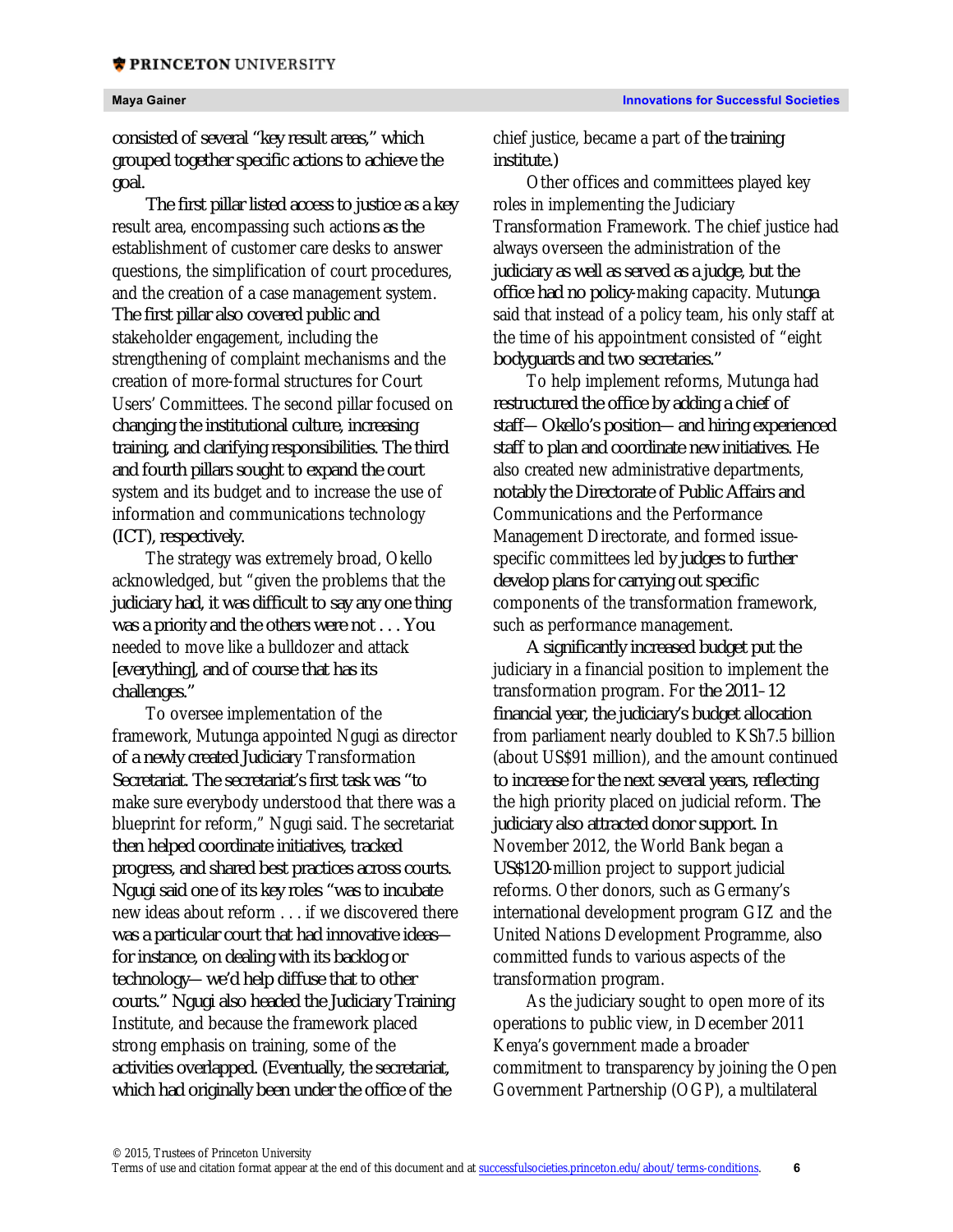consisted of several "key result areas," which grouped together specific actions to achieve the goal.

The first pillar listed access to justice as a key result area, encompassing such actions as the establishment of customer care desks to answer questions, the simplification of court procedures, and the creation of a case management system. The first pillar also covered public and stakeholder engagement, including the strengthening of complaint mechanisms and the creation of more-formal structures for Court Users' Committees. The second pillar focused on changing the institutional culture, increasing training, and clarifying responsibilities. The third and fourth pillars sought to expand the court system and its budget and to increase the use of information and communications technology (ICT), respectively.

The strategy was extremely broad, Okello acknowledged, but "given the problems that the judiciary had, it was difficult to say any one thing was a priority and the others were not . . . You needed to move like a bulldozer and attack [everything], and of course that has its challenges."

To oversee implementation of the framework, Mutunga appointed Ngugi as director of a newly created Judiciary Transformation Secretariat. The secretariat's first task was "to make sure everybody understood that there was a blueprint for reform," Ngugi said. The secretariat then helped coordinate initiatives, tracked progress, and shared best practices across courts. Ngugi said one of its key roles "was to incubate new ideas about reform . . . if we discovered there was a particular court that had innovative ideas—for instance, on dealing with its backlog or technology—we'd help diffuse that to other courts." Ngugi also headed the Judiciary Training Institute, and because the framework placed strong emphasis on training, some of the activities overlapped. (Eventually, the secretariat, which had originally been under the office of the chief justice, became a part of the training institute.)

Other offices and committees played key roles in implementing the Judiciary Transformation Framework. The chief justice had always overseen the administration of the judiciary as well as served as a judge, but the office had no policy-making capacity. Mutunga said that instead of a policy team, his only staff at the time of his appointment consisted of "eight bodyguards and two secretaries."

To help implement reforms, Mutunga had restructured the office by adding a chief of staff—Okello's position—and hiring experienced staff to plan and coordinate new initiatives. He also created new administrative departments, notably the Directorate of Public Affairs and Communications and the Performance Management Directorate, and formed issue-specific committees led by judges to further develop plans for carrying out specific components of the transformation framework, such as performance management.

A significantly increased budget put the judiciary in a financial position to implement the transformation program. For the 2011–12 financial year, the judiciary's budget allocation from parliament nearly doubled to KSh7.5 billion (about US$91 million), and the amount continued to increase for the next several years, reflecting the high priority placed on judicial reform. The judiciary also attracted donor support. In November 2012, the World Bank began a US$120-million project to support judicial reforms. Other donors, such as Germany's international development program GIZ and the United Nations Development Programme, also committed funds to various aspects of the transformation program.

As the judiciary sought to open more of its operations to public view, in December 2011 Kenya's government made a broader commitment to transparency by joining the Open Government Partnership (OGP), a multilateral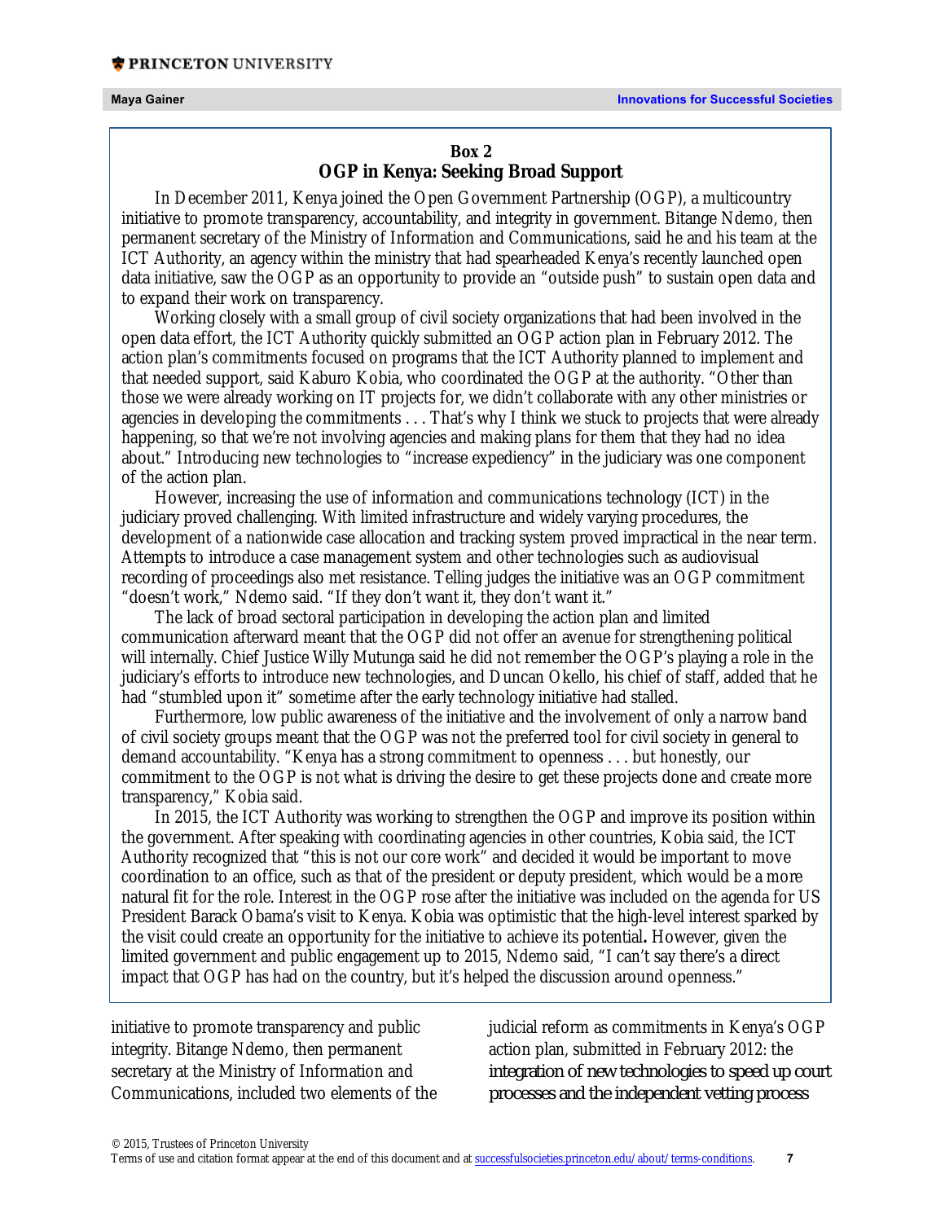**Box 2**
**OGP in Kenya: Seeking Broad Support**

In December 2011, Kenya joined the Open Government Partnership (OGP), a multicountry initiative to promote transparency, accountability, and integrity in government. Bitange Ndemo, then permanent secretary of the Ministry of Information and Communications, said he and his team at the ICT Authority, an agency within the ministry that had spearheaded Kenya's recently launched open data initiative, saw the OGP as an opportunity to provide an "outside push" to sustain open data and to expand their work on transparency.

Working closely with a small group of civil society organizations that had been involved in the open data effort, the ICT Authority quickly submitted an OGP action plan in February 2012. The action plan's commitments focused on programs that the ICT Authority planned to implement and that needed support, said Kaburo Kobia, who coordinated the OGP at the authority. "Other than those we were already working on IT projects for, we didn't collaborate with any other ministries or agencies in developing the commitments . . . That's why I think we stuck to projects that were already happening, so that we're not involving agencies and making plans for them that they had no idea about." Introducing new technologies to "increase expediency" in the judiciary was one component of the action plan.

However, increasing the use of information and communications technology (ICT) in the judiciary proved challenging. With limited infrastructure and widely varying procedures, the development of a nationwide case allocation and tracking system proved impractical in the near term. Attempts to introduce a case management system and other technologies such as audiovisual recording of proceedings also met resistance. Telling judges the initiative was an OGP commitment "doesn't work," Ndemo said. "If they don't want it, they don't want it."

The lack of broad sectoral participation in developing the action plan and limited communication afterward meant that the OGP did not offer an avenue for strengthening political will internally. Chief Justice Willy Mutunga said he did not remember the OGP's playing a role in the judiciary's efforts to introduce new technologies, and Duncan Okello, his chief of staff, added that he had "stumbled upon it" sometime after the early technology initiative had stalled.

Furthermore, low public awareness of the initiative and the involvement of only a narrow band of civil society groups meant that the OGP was not the preferred tool for civil society in general to demand accountability. "Kenya has a strong commitment to openness . . . but honestly, our commitment to the OGP is not what is driving the desire to get these projects done and create more transparency," Kobia said.

In 2015, the ICT Authority was working to strengthen the OGP and improve its position within the government. After speaking with coordinating agencies in other countries, Kobia said, the ICT Authority recognized that "this is not our core work" and decided it would be important to move coordination to an office, such as that of the president or deputy president, which would be a more natural fit for the role. Interest in the OGP rose after the initiative was included on the agenda for US President Barack Obama's visit to Kenya. Kobia was optimistic that the high-level interest sparked by the visit could create an opportunity for the initiative to achieve its potential**.** However, given the limited government and public engagement up to 2015, Ndemo said, "I can't say there's a direct impact that OGP has had on the country, but it's helped the discussion around openness."

---

initiative to promote transparency and public integrity. Bitange Ndemo, then permanent secretary at the Ministry of Information and Communications, included two elements of the judicial reform as commitments in Kenya's OGP action plan, submitted in February 2012: the integration of new technologies to speed up court processes and the independent vetting process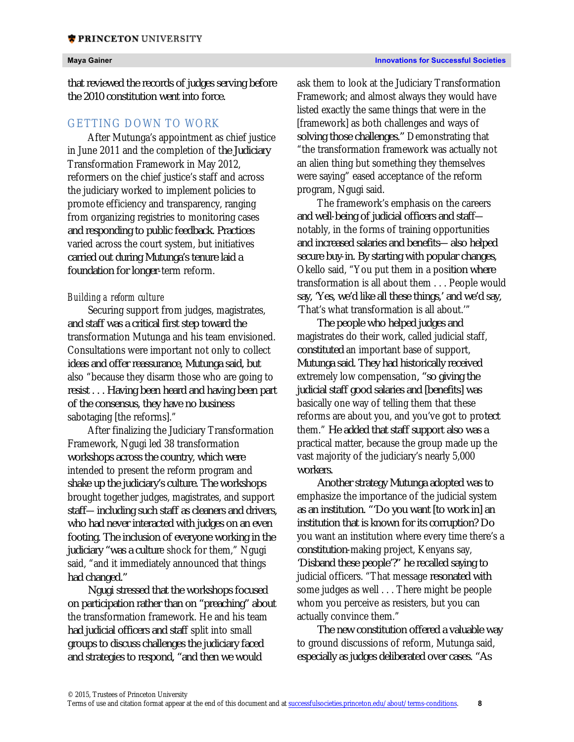that reviewed the records of judges serving before the 2010 constitution went into force.

## GETTING DOWN TO WORK

After Mutunga's appointment as chief justice in June 2011 and the completion of the Judiciary Transformation Framework in May 2012, reformers on the chief justice's staff and across the judiciary worked to implement policies to promote efficiency and transparency, ranging from organizing registries to monitoring cases and responding to public feedback. Practices varied across the court system, but initiatives carried out during Mutunga's tenure laid a foundation for longer-term reform.

### *Building a reform culture*

Securing support from judges, magistrates, and staff was a critical first step toward the transformation Mutunga and his team envisioned. Consultations were important not only to collect ideas and offer reassurance, Mutunga said, but also "because they disarm those who are going to resist . . . Having been heard and having been part of the consensus, they have no business sabotaging [the reforms]."

After finalizing the Judiciary Transformation Framework, Ngugi led 38 transformation workshops across the country, which were intended to present the reform program and shake up the judiciary's culture. The workshops brought together judges, magistrates, and support staff— including such staff as cleaners and drivers, who had never interacted with judges on an even footing. The inclusion of everyone working in the judiciary "was a culture shock for them," Ngugi said, "and it immediately announced that things had changed."

Ngugi stressed that the workshops focused on participation rather than on "preaching" about the transformation framework. He and his team had judicial officers and staff split into small groups to discuss challenges the judiciary faced and strategies to respond, "and then we would ask them to look at the Judiciary Transformation Framework; and almost always they would have listed exactly the same things that were in the [framework] as both challenges and ways of solving those challenges." Demonstrating that "the transformation framework was actually not an alien thing but something they themselves were saying" eased acceptance of the reform program, Ngugi said.

The framework's emphasis on the careers and well-being of judicial officers and staff— notably, in the forms of training opportunities and increased salaries and benefits— also helped secure buy-in. By starting with popular changes, Okello said, "You put them in a position where transformation is all about them . . . People would say, 'Yes, we'd like all these things,' and we'd say, 'That's what transformation is all about.'"

The people who helped judges and magistrates do their work, called judicial staff, constituted an important base of support, Mutunga said. They had historically received extremely low compensation, "so giving the judicial staff good salaries and [benefits] was basically one way of telling them that these reforms are about you, and you've got to protect them." He added that staff support also was a practical matter, because the group made up the vast majority of the judiciary's nearly 5,000 workers.

Another strategy Mutunga adopted was to emphasize the importance of the judicial system as an institution. "'Do you want [to work in] an institution that is known for its corruption? Do you want an institution where every time there's a constitution-making project, Kenyans say, 'Disband these people'?" he recalled saying to judicial officers. "That message resonated with some judges as well . . . There might be people whom you perceive as resisters, but you can actually convince them."

The new constitution offered a valuable way to ground discussions of reform, Mutunga said, especially as judges deliberated over cases. "As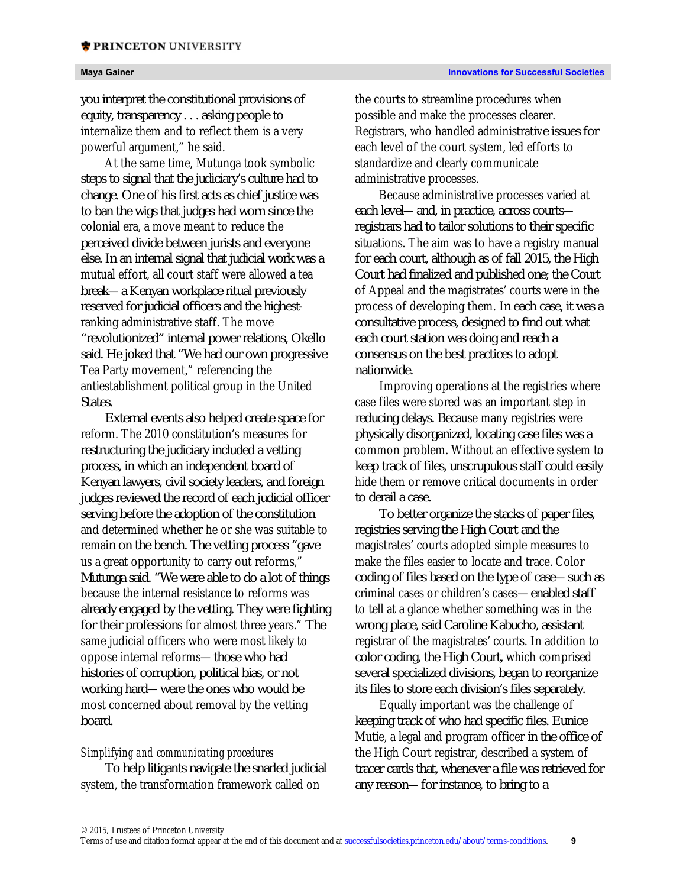you interpret the constitutional provisions of equity, transparency . . . asking people to internalize them and to reflect them is a very powerful argument," he said.

At the same time, Mutunga took symbolic steps to signal that the judiciary's culture had to change. One of his first acts as chief justice was to ban the wigs that judges had worn since the colonial era, a move meant to reduce the perceived divide between jurists and everyone else. In an internal signal that judicial work was a mutual effort, all court staff were allowed a tea break— a Kenyan workplace ritual previously reserved for judicial officers and the highest-ranking administrative staff. The move "revolutionized" internal power relations, Okello said. He joked that "We had our own progressive Tea Party movement," referencing the antiestablishment political group in the United States.

External events also helped create space for reform. The 2010 constitution's measures for restructuring the judiciary included a vetting process, in which an independent board of Kenyan lawyers, civil society leaders, and foreign judges reviewed the record of each judicial officer serving before the adoption of the constitution and determined whether he or she was suitable to remain on the bench. The vetting process "gave us a great opportunity to carry out reforms," Mutunga said. "We were able to do a lot of things because the internal resistance to reforms was already engaged by the vetting. They were fighting for their professions for almost three years." The same judicial officers who were most likely to oppose internal reforms— those who had histories of corruption, political bias, or not working hard— were the ones who would be most concerned about removal by the vetting board.

*Simplifying and communicating procedures*

To help litigants navigate the snarled judicial system, the transformation framework called on the courts to streamline procedures when possible and make the processes clearer. Registrars, who handled administrative issues for each level of the court system, led efforts to standardize and clearly communicate administrative processes.

Because administrative processes varied at each level— and, in practice, across courts— registrars had to tailor solutions to their specific situations. The aim was to have a registry manual for each court, although as of fall 2015, the High Court had finalized and published one; the Court of Appeal and the magistrates' courts were in the process of developing them. In each case, it was a consultative process, designed to find out what each court station was doing and reach a consensus on the best practices to adopt nationwide.

Improving operations at the registries where case files were stored was an important step in reducing delays. Because many registries were physically disorganized, locating case files was a common problem. Without an effective system to keep track of files, unscrupulous staff could easily hide them or remove critical documents in order to derail a case.

To better organize the stacks of paper files, registries serving the High Court and the magistrates' courts adopted simple measures to make the files easier to locate and trace. Color coding of files based on the type of case— such as criminal cases or children's cases— enabled staff to tell at a glance whether something was in the wrong place, said Caroline Kabucho, assistant registrar of the magistrates' courts. In addition to color coding, the High Court, which comprised several specialized divisions, began to reorganize its files to store each division's files separately.

Equally important was the challenge of keeping track of who had specific files. Eunice Mutie, a legal and program officer in the office of the High Court registrar, described a system of tracer cards that, whenever a file was retrieved for any reason— for instance, to bring to a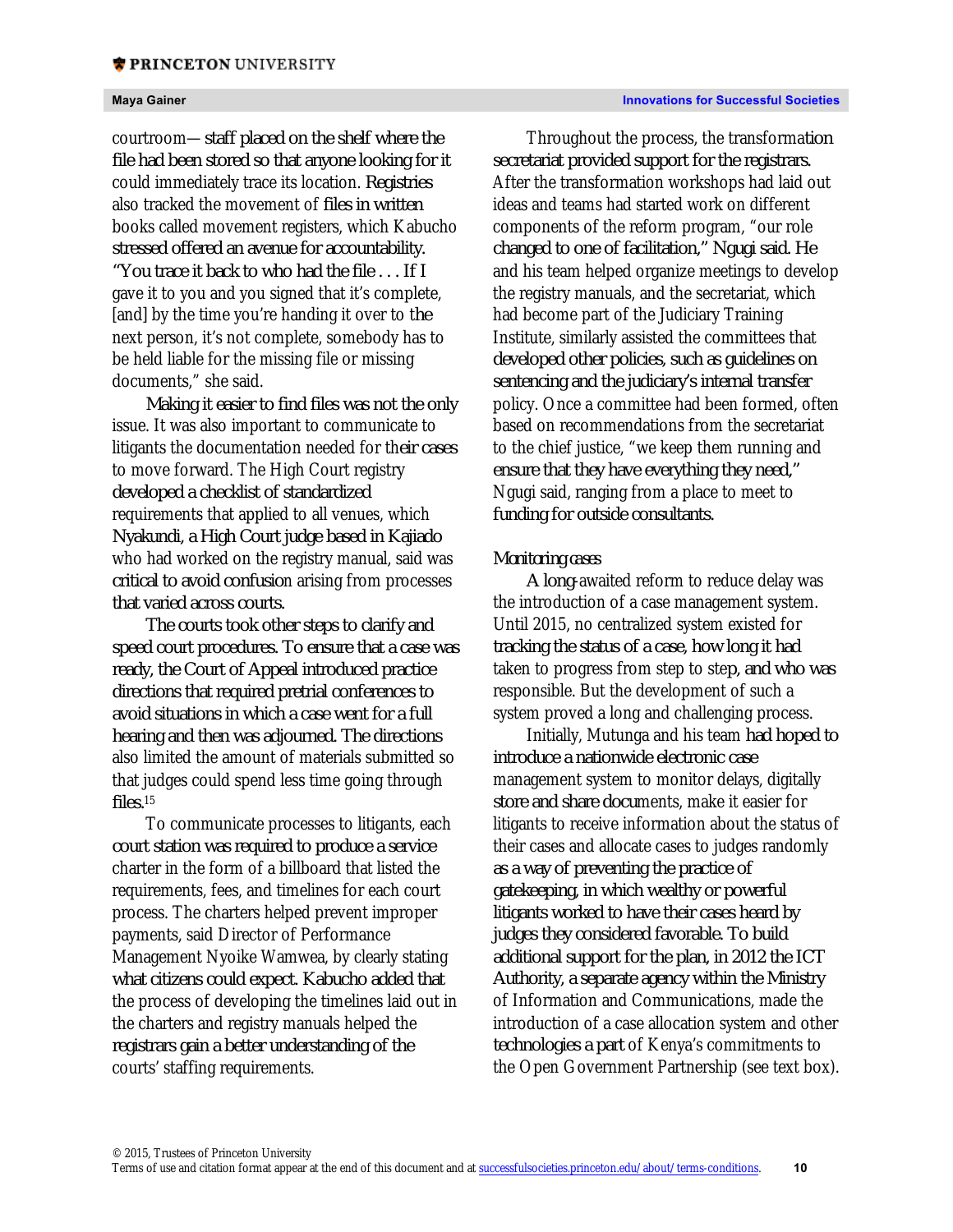courtroom— staff placed on the shelf where the file had been stored so that anyone looking for it could immediately trace its location. Registries also tracked the movement of files in written books called movement registers, which Kabucho stressed offered an avenue for accountability. "You trace it back to who had the file . . . If I gave it to you and you signed that it's complete, [and] by the time you're handing it over to the next person, it's not complete, somebody has to be held liable for the missing file or missing documents," she said.

Making it easier to find files was not the only issue. It was also important to communicate to litigants the documentation needed for their cases to move forward. The High Court registry developed a checklist of standardized requirements that applied to all venues, which Nyakundi, a High Court judge based in Kajiado who had worked on the registry manual, said was critical to avoid confusion arising from processes that varied across courts.

The courts took other steps to clarify and speed court procedures. To ensure that a case was ready, the Court of Appeal introduced practice directions that required pretrial conferences to avoid situations in which a case went for a full hearing and then was adjourned. The directions also limited the amount of materials submitted so that judges could spend less time going through files.[15]

To communicate processes to litigants, each court station was required to produce a service charter in the form of a billboard that listed the requirements, fees, and timelines for each court process. The charters helped prevent improper payments, said Director of Performance Management Nyoike Wamwea, by clearly stating what citizens could expect. Kabucho added that the process of developing the timelines laid out in the charters and registry manuals helped the registrars gain a better understanding of the courts' staffing requirements.

Throughout the process, the transformation secretariat provided support for the registrars. After the transformation workshops had laid out ideas and teams had started work on different components of the reform program, "our role changed to one of facilitation," Ngugi said. He and his team helped organize meetings to develop the registry manuals, and the secretariat, which had become part of the Judiciary Training Institute, similarly assisted the committees that developed other policies, such as guidelines on sentencing and the judiciary's internal transfer policy. Once a committee had been formed, often based on recommendations from the secretariat to the chief justice, "we keep them running and ensure that they have everything they need," Ngugi said, ranging from a place to meet to funding for outside consultants.

### Monitoring cases

A long-awaited reform to reduce delay was the introduction of a case management system. Until 2015, no centralized system existed for tracking the status of a case, how long it had taken to progress from step to step, and who was responsible. But the development of such a system proved a long and challenging process.

Initially, Mutunga and his team had hoped to introduce a nationwide electronic case management system to monitor delays, digitally store and share documents, make it easier for litigants to receive information about the status of their cases and allocate cases to judges randomly as a way of preventing the practice of gatekeeping, in which wealthy or powerful litigants worked to have their cases heard by judges they considered favorable. To build additional support for the plan, in 2012 the ICT Authority, a separate agency within the Ministry of Information and Communications, made the introduction of a case allocation system and other technologies a part of Kenya's commitments to the Open Government Partnership (see text box).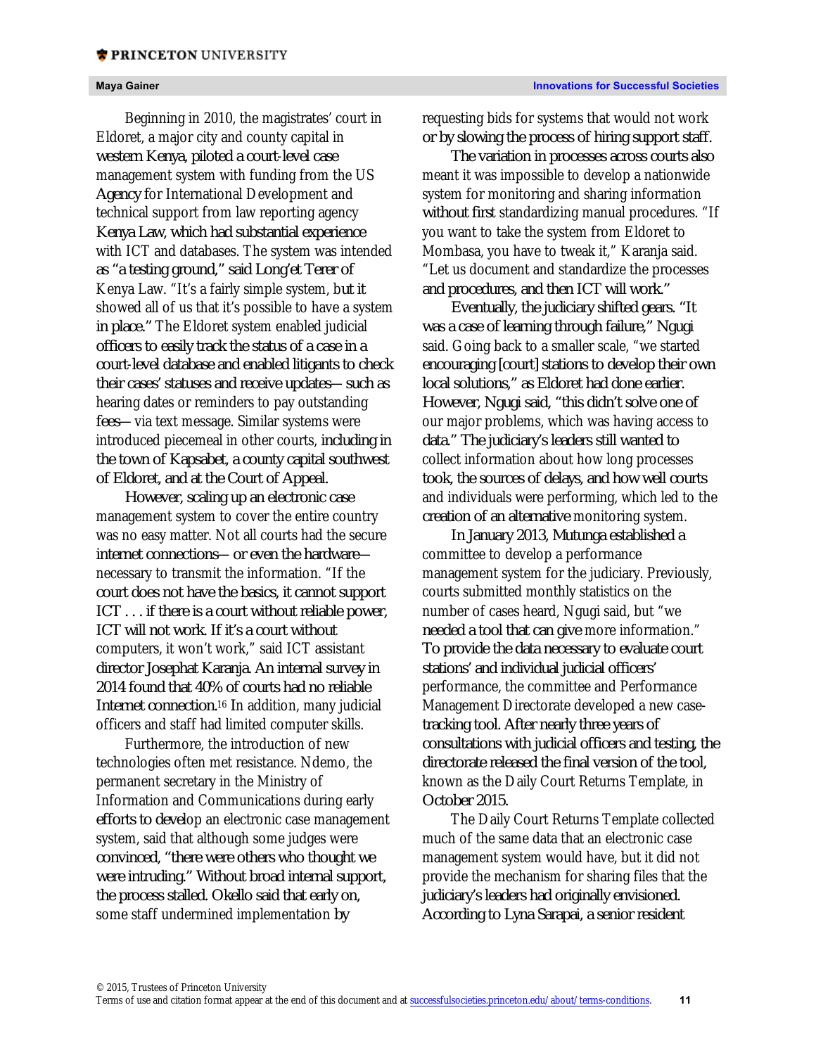Beginning in 2010, the magistrates' court in Eldoret, a major city and county capital in western Kenya, piloted a court-level case management system with funding from the US Agency for International Development and technical support from law reporting agency Kenya Law, which had substantial experience with ICT and databases. The system was intended as "a testing ground," said Long'et Terer of Kenya Law. "It's a fairly simple system, but it showed all of us that it's possible to have a system in place." The Eldoret system enabled judicial officers to easily track the status of a case in a court-level database and enabled litigants to check their cases' statuses and receive updates—such as hearing dates or reminders to pay outstanding fees—via text message. Similar systems were introduced piecemeal in other courts, including in the town of Kapsabet, a county capital southwest of Eldoret, and at the Court of Appeal.

However, scaling up an electronic case management system to cover the entire country was no easy matter. Not all courts had the secure internet connections—or even the hardware—necessary to transmit the information. "If the court does not have the basics, it cannot support ICT . . . if there is a court without reliable power, ICT will not work. If it's a court without computers, it won't work," said ICT assistant director Josephat Karanja. An internal survey in 2014 found that 40% of courts had no reliable Internet connection.[16] In addition, many judicial officers and staff had limited computer skills.

Furthermore, the introduction of new technologies often met resistance. Ndemo, the permanent secretary in the Ministry of Information and Communications during early efforts to develop an electronic case management system, said that although some judges were convinced, "there were others who thought we were intruding." Without broad internal support, the process stalled. Okello said that early on, some staff undermined implementation by requesting bids for systems that would not work or by slowing the process of hiring support staff.

The variation in processes across courts also meant it was impossible to develop a nationwide system for monitoring and sharing information without first standardizing manual procedures. "If you want to take the system from Eldoret to Mombasa, you have to tweak it," Karanja said. "Let us document and standardize the processes and procedures, and then ICT will work."

Eventually, the judiciary shifted gears. "It was a case of learning through failure," Ngugi said. Going back to a smaller scale, "we started encouraging [court] stations to develop their own local solutions," as Eldoret had done earlier. However, Ngugi said, "this didn't solve one of our major problems, which was having access to data." The judiciary's leaders still wanted to collect information about how long processes took, the sources of delays, and how well courts and individuals were performing, which led to the creation of an alternative monitoring system.

In January 2013, Mutunga established a committee to develop a performance management system for the judiciary. Previously, courts submitted monthly statistics on the number of cases heard, Ngugi said, but "we needed a tool that can give more information." To provide the data necessary to evaluate court stations' and individual judicial officers' performance, the committee and Performance Management Directorate developed a new case-tracking tool. After nearly three years of consultations with judicial officers and testing, the directorate released the final version of the tool, known as the Daily Court Returns Template, in October 2015.

The Daily Court Returns Template collected much of the same data that an electronic case management system would have, but it did not provide the mechanism for sharing files that the judiciary's leaders had originally envisioned. According to Lyna Sarapai, a senior resident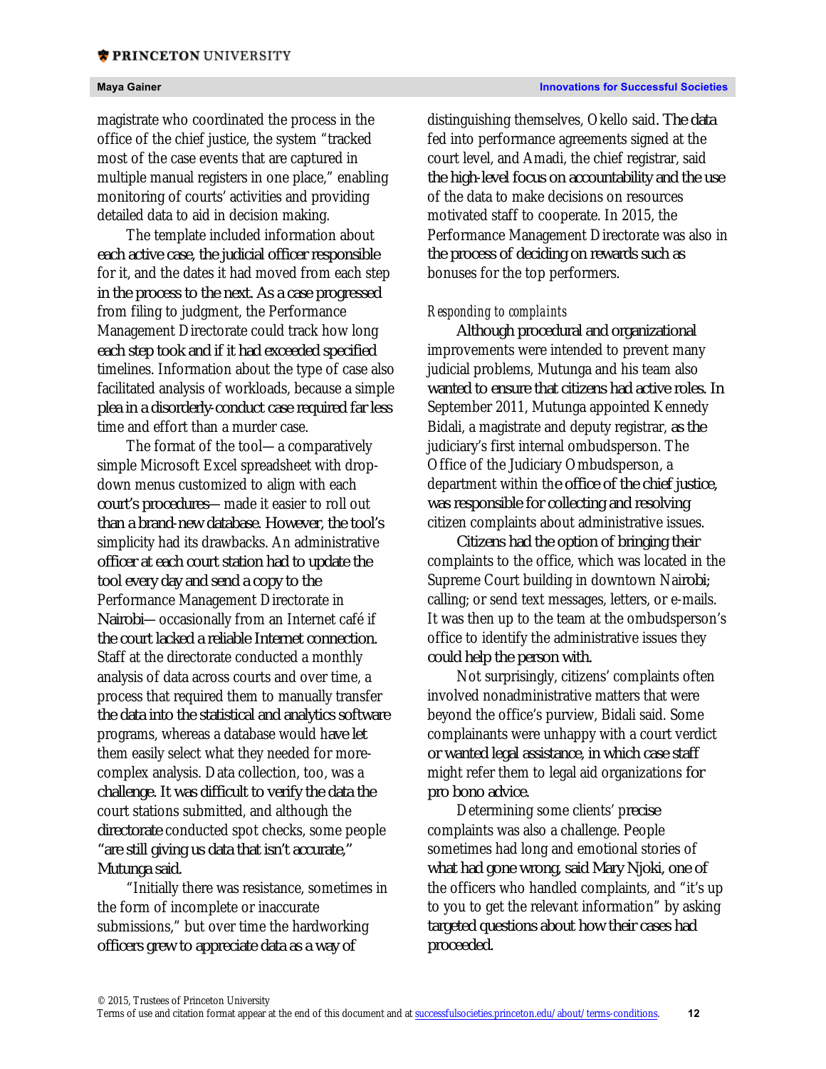magistrate who coordinated the process in the office of the chief justice, the system "tracked most of the case events that are captured in multiple manual registers in one place," enabling monitoring of courts' activities and providing detailed data to aid in decision making.

The template included information about each active case, the judicial officer responsible for it, and the dates it had moved from each step in the process to the next. As a case progressed from filing to judgment, the Performance Management Directorate could track how long each step took and if it had exceeded specified timelines. Information about the type of case also facilitated analysis of workloads, because a simple plea in a disorderly-conduct case required far less time and effort than a murder case.

The format of the tool—a comparatively simple Microsoft Excel spreadsheet with drop-down menus customized to align with each court's procedures—made it easier to roll out than a brand-new database. However, the tool's simplicity had its drawbacks. An administrative officer at each court station had to update the tool every day and send a copy to the Performance Management Directorate in Nairobi—occasionally from an Internet café if the court lacked a reliable Internet connection. Staff at the directorate conducted a monthly analysis of data across courts and over time, a process that required them to manually transfer the data into the statistical and analytics software programs, whereas a database would have let them easily select what they needed for more-complex analysis. Data collection, too, was a challenge. It was difficult to verify the data the court stations submitted, and although the directorate conducted spot checks, some people "are still giving us data that isn't accurate," Mutunga said.

"Initially there was resistance, sometimes in the form of incomplete or inaccurate submissions," but over time the hardworking officers grew to appreciate data as a way of distinguishing themselves, Okello said. The data fed into performance agreements signed at the court level, and Amadi, the chief registrar, said the high-level focus on accountability and the use of the data to make decisions on resources motivated staff to cooperate. In 2015, the Performance Management Directorate was also in the process of deciding on rewards such as bonuses for the top performers.

*Responding to complaints*

Although procedural and organizational improvements were intended to prevent many judicial problems, Mutunga and his team also wanted to ensure that citizens had active roles. In September 2011, Mutunga appointed Kennedy Bidali, a magistrate and deputy registrar, as the judiciary's first internal ombudsperson. The Office of the Judiciary Ombudsperson, a department within the office of the chief justice, was responsible for collecting and resolving citizen complaints about administrative issues.

Citizens had the option of bringing their complaints to the office, which was located in the Supreme Court building in downtown Nairobi; calling; or send text messages, letters, or e-mails. It was then up to the team at the ombudsperson's office to identify the administrative issues they could help the person with.

Not surprisingly, citizens' complaints often involved nonadministrative matters that were beyond the office's purview, Bidali said. Some complainants were unhappy with a court verdict or wanted legal assistance, in which case staff might refer them to legal aid organizations for pro bono advice.

Determining some clients' precise complaints was also a challenge. People sometimes had long and emotional stories of what had gone wrong, said Mary Njoki, one of the officers who handled complaints, and "it's up to you to get the relevant information" by asking targeted questions about how their cases had proceeded.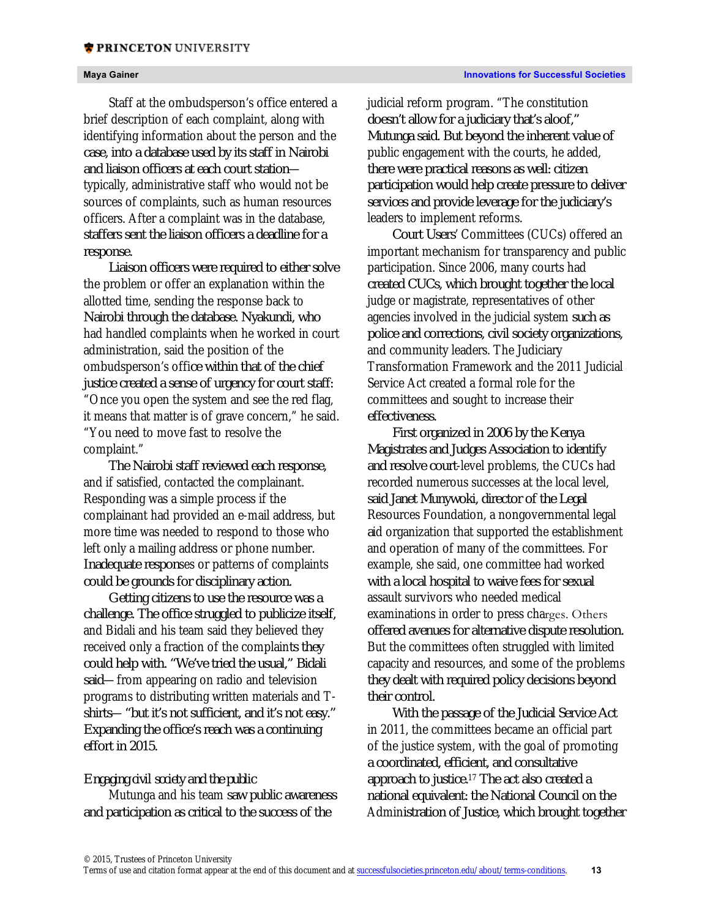Staff at the ombudsperson's office entered a brief description of each complaint, along with identifying information about the person and the case, into a database used by its staff in Nairobi and liaison officers at each court station—typically, administrative staff who would not be sources of complaints, such as human resources officers. After a complaint was in the database, staffers sent the liaison officers a deadline for a response.

Liaison officers were required to either solve the problem or offer an explanation within the allotted time, sending the response back to Nairobi through the database. Nyakundi, who had handled complaints when he worked in court administration, said the position of the ombudsperson's office within that of the chief justice created a sense of urgency for court staff: "Once you open the system and see the red flag, it means that matter is of grave concern," he said. "You need to move fast to resolve the complaint."

The Nairobi staff reviewed each response, and if satisfied, contacted the complainant. Responding was a simple process if the complainant had provided an e-mail address, but more time was needed to respond to those who left only a mailing address or phone number. Inadequate responses or patterns of complaints could be grounds for disciplinary action.

Getting citizens to use the resource was a challenge. The office struggled to publicize itself, and Bidali and his team said they believed they received only a fraction of the complaints they could help with. "We've tried the usual," Bidali said—from appearing on radio and television programs to distributing written materials and T-shirts— "but it's not sufficient, and it's not easy." Expanding the office's reach was a continuing effort in 2015.

*Engaging civil society and the public*

Mutunga and his team saw public awareness and participation as critical to the success of the judicial reform program. "The constitution doesn't allow for a judiciary that's aloof," Mutunga said. But beyond the inherent value of public engagement with the courts, he added, there were practical reasons as well: citizen participation would help create pressure to deliver services and provide leverage for the judiciary's leaders to implement reforms.

Court Users' Committees (CUCs) offered an important mechanism for transparency and public participation. Since 2006, many courts had created CUCs, which brought together the local judge or magistrate, representatives of other agencies involved in the judicial system such as police and corrections, civil society organizations, and community leaders. The Judiciary Transformation Framework and the 2011 Judicial Service Act created a formal role for the committees and sought to increase their effectiveness.

First organized in 2006 by the Kenya Magistrates and Judges Association to identify and resolve court-level problems, the CUCs had recorded numerous successes at the local level, said Janet Munywoki, director of the Legal Resources Foundation, a nongovernmental legal aid organization that supported the establishment and operation of many of the committees. For example, she said, one committee had worked with a local hospital to waive fees for sexual assault survivors who needed medical examinations in order to press charges. Others offered avenues for alternative dispute resolution. But the committees often struggled with limited capacity and resources, and some of the problems they dealt with required policy decisions beyond their control.

With the passage of the Judicial Service Act in 2011, the committees became an official part of the justice system, with the goal of promoting a coordinated, efficient, and consultative approach to justice.[17] The act also created a national equivalent: the National Council on the Administration of Justice, which brought together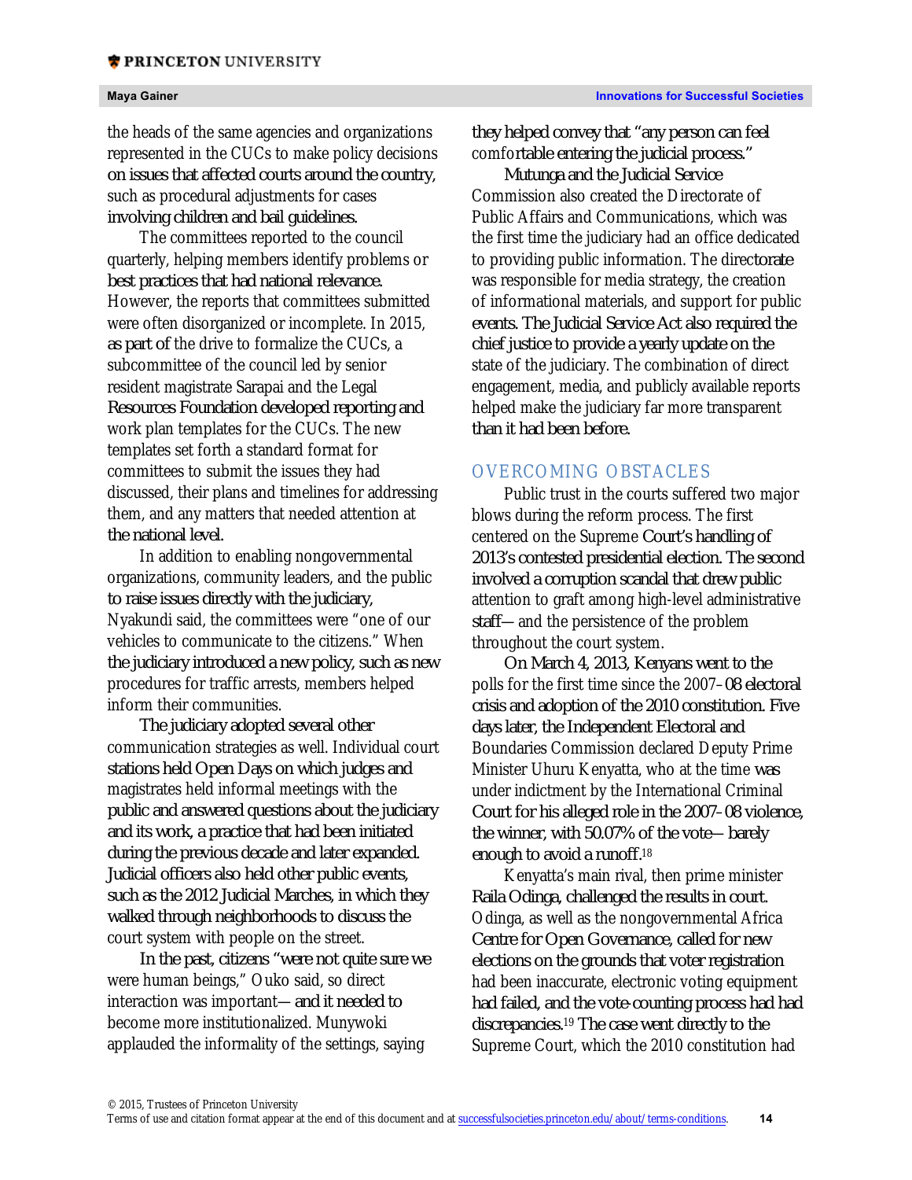the heads of the same agencies and organizations represented in the CUCs to make policy decisions on issues that affected courts around the country, such as procedural adjustments for cases involving children and bail guidelines.

The committees reported to the council quarterly, helping members identify problems or best practices that had national relevance. However, the reports that committees submitted were often disorganized or incomplete. In 2015, as part of the drive to formalize the CUCs, a subcommittee of the council led by senior resident magistrate Sarapai and the Legal Resources Foundation developed reporting and work plan templates for the CUCs. The new templates set forth a standard format for committees to submit the issues they had discussed, their plans and timelines for addressing them, and any matters that needed attention at the national level.

In addition to enabling nongovernmental organizations, community leaders, and the public to raise issues directly with the judiciary, Nyakundi said, the committees were "one of our vehicles to communicate to the citizens." When the judiciary introduced a new policy, such as new procedures for traffic arrests, members helped inform their communities.

The judiciary adopted several other communication strategies as well. Individual court stations held Open Days on which judges and magistrates held informal meetings with the public and answered questions about the judiciary and its work, a practice that had been initiated during the previous decade and later expanded. Judicial officers also held other public events, such as the 2012 Judicial Marches, in which they walked through neighborhoods to discuss the court system with people on the street.

In the past, citizens "were not quite sure we were human beings," Ouko said, so direct interaction was important—and it needed to become more institutionalized. Munywoki applauded the informality of the settings, saying they helped convey that "any person can feel comfortable entering the judicial process."

Mutunga and the Judicial Service Commission also created the Directorate of Public Affairs and Communications, which was the first time the judiciary had an office dedicated to providing public information. The directorate was responsible for media strategy, the creation of informational materials, and support for public events. The Judicial Service Act also required the chief justice to provide a yearly update on the state of the judiciary. The combination of direct engagement, media, and publicly available reports helped make the judiciary far more transparent than it had been before.

## OVERCOMING OBSTACLES

Public trust in the courts suffered two major blows during the reform process. The first centered on the Supreme Court's handling of 2013's contested presidential election. The second involved a corruption scandal that drew public attention to graft among high-level administrative staff—and the persistence of the problem throughout the court system.

On March 4, 2013, Kenyans went to the polls for the first time since the 2007–08 electoral crisis and adoption of the 2010 constitution. Five days later, the Independent Electoral and Boundaries Commission declared Deputy Prime Minister Uhuru Kenyatta, who at the time was under indictment by the International Criminal Court for his alleged role in the 2007–08 violence, the winner, with 50.07% of the vote—barely enough to avoid a runoff.[18]

Kenyatta's main rival, then prime minister Raila Odinga, challenged the results in court. Odinga, as well as the nongovernmental Africa Centre for Open Governance, called for new elections on the grounds that voter registration had been inaccurate, electronic voting equipment had failed, and the vote-counting process had had discrepancies.[19] The case went directly to the Supreme Court, which the 2010 constitution had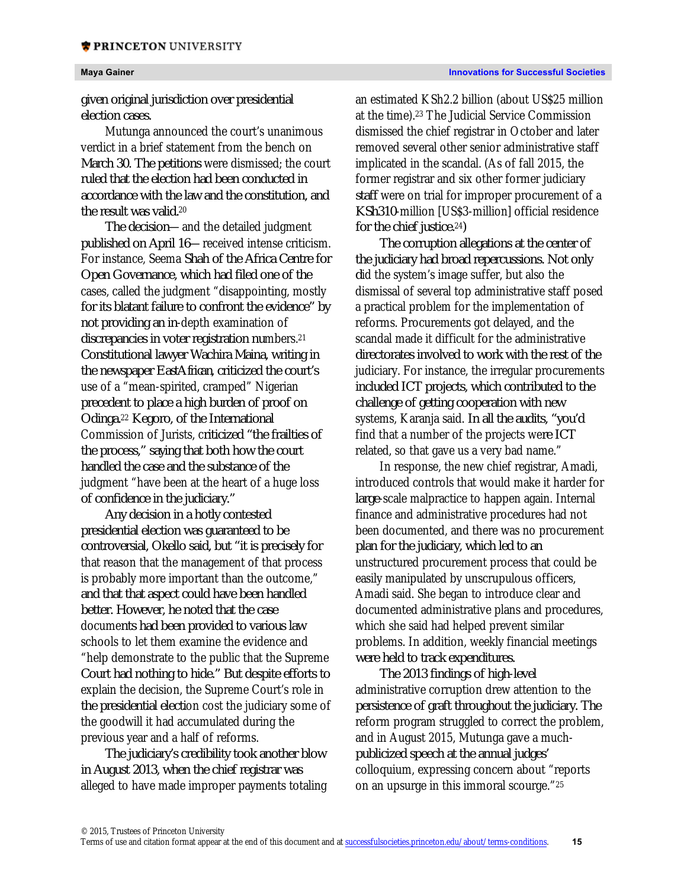given original jurisdiction over presidential election cases.

Mutunga announced the court's unanimous verdict in a brief statement from the bench on March 30. The petitions were dismissed; the court ruled that the election had been conducted in accordance with the law and the constitution, and the result was valid.[20]

The decision—and the detailed judgment published on April 16—received intense criticism. For instance, Seema Shah of the Africa Centre for Open Governance, which had filed one of the cases, called the judgment "disappointing, mostly for its blatant failure to confront the evidence" by not providing an in-depth examination of discrepancies in voter registration numbers.[21] Constitutional lawyer Wachira Maina, writing in the newspaper EastAfrican, criticized the court's use of a "mean-spirited, cramped" Nigerian precedent to place a high burden of proof on Odinga.[22] Kegoro, of the International Commission of Jurists, criticized "the frailties of the process," saying that both how the court handled the case and the substance of the judgment "have been at the heart of a huge loss of confidence in the judiciary."

Any decision in a hotly contested presidential election was guaranteed to be controversial, Okello said, but "it is precisely for that reason that the management of that process is probably more important than the outcome," and that that aspect could have been handled better. However, he noted that the case documents had been provided to various law schools to let them examine the evidence and "help demonstrate to the public that the Supreme Court had nothing to hide." But despite efforts to explain the decision, the Supreme Court's role in the presidential election cost the judiciary some of the goodwill it had accumulated during the previous year and a half of reforms.

The judiciary's credibility took another blow in August 2013, when the chief registrar was alleged to have made improper payments totaling an estimated KSh2.2 billion (about US$25 million at the time).[23] The Judicial Service Commission dismissed the chief registrar in October and later removed several other senior administrative staff implicated in the scandal. (As of fall 2015, the former registrar and six other former judiciary staff were on trial for improper procurement of a KSh310-million [US$3-million] official residence for the chief justice.[24])

The corruption allegations at the center of the judiciary had broad repercussions. Not only did the system's image suffer, but also the dismissal of several top administrative staff posed a practical problem for the implementation of reforms. Procurements got delayed, and the scandal made it difficult for the administrative directorates involved to work with the rest of the judiciary. For instance, the irregular procurements included ICT projects, which contributed to the challenge of getting cooperation with new systems, Karanja said. In all the audits, "you'd find that a number of the projects were ICT related, so that gave us a very bad name."

In response, the new chief registrar, Amadi, introduced controls that would make it harder for large-scale malpractice to happen again. Internal finance and administrative procedures had not been documented, and there was no procurement plan for the judiciary, which led to an unstructured procurement process that could be easily manipulated by unscrupulous officers, Amadi said. She began to introduce clear and documented administrative plans and procedures, which she said had helped prevent similar problems. In addition, weekly financial meetings were held to track expenditures.

The 2013 findings of high-level administrative corruption drew attention to the persistence of graft throughout the judiciary. The reform program struggled to correct the problem, and in August 2015, Mutunga gave a much-publicized speech at the annual judges' colloquium, expressing concern about "reports on an upsurge in this immoral scourge."[25]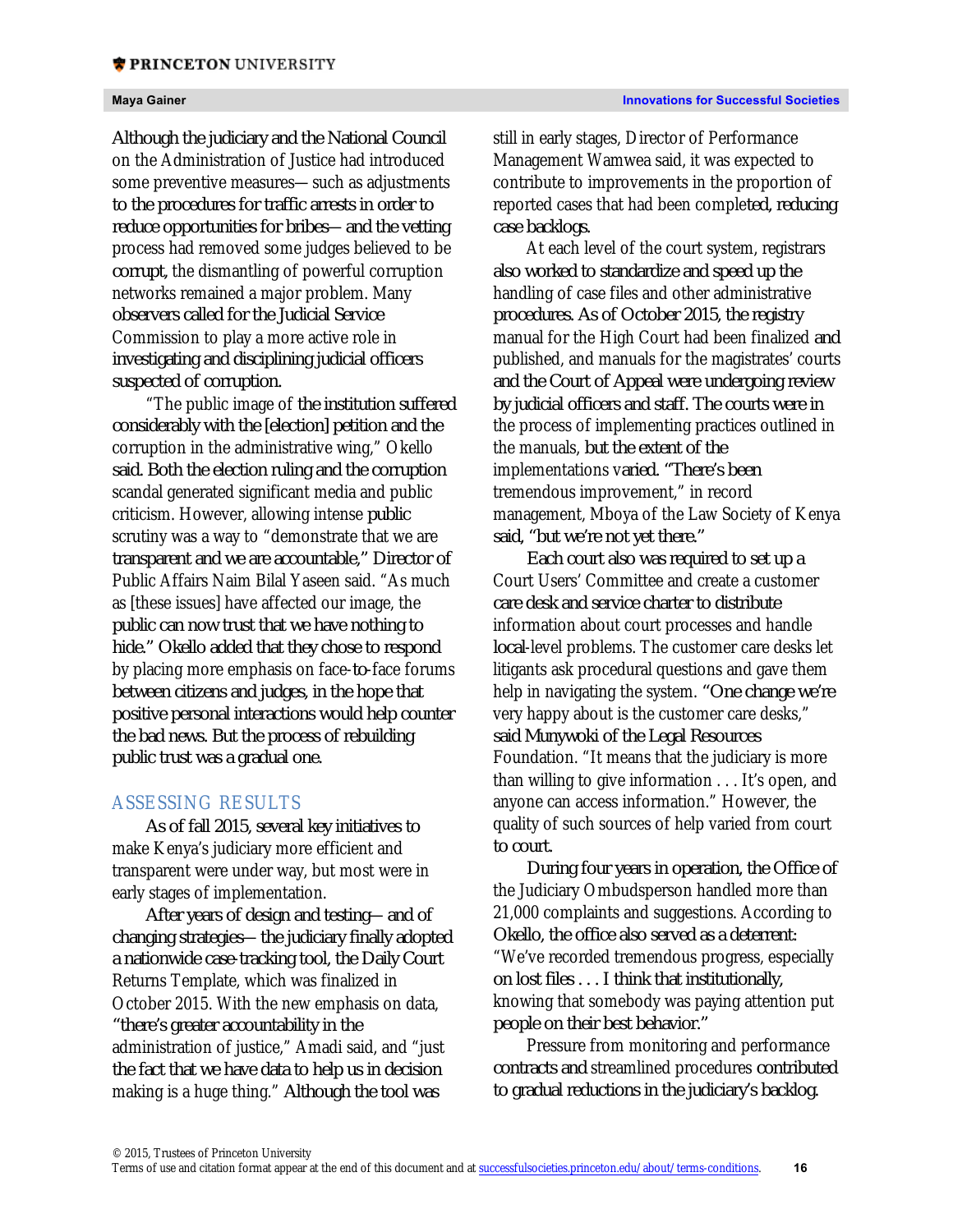Although the judiciary and the National Council on the Administration of Justice had introduced some preventive measures— such as adjustments to the procedures for traffic arrests in order to reduce opportunities for bribes— and the vetting process had removed some judges believed to be corrupt, the dismantling of powerful corruption networks remained a major problem. Many observers called for the Judicial Service Commission to play a more active role in investigating and disciplining judicial officers suspected of corruption.

"The public image of the institution suffered considerably with the [election] petition and the corruption in the administrative wing," Okello said. Both the election ruling and the corruption scandal generated significant media and public criticism. However, allowing intense public scrutiny was a way to "demonstrate that we are transparent and we are accountable," Director of Public Affairs Naim Bilal Yaseen said. "As much as [these issues] have affected our image, the public can now trust that we have nothing to hide." Okello added that they chose to respond by placing more emphasis on face-to-face forums between citizens and judges, in the hope that positive personal interactions would help counter the bad news. But the process of rebuilding public trust was a gradual one.

## ASSESSING RESULTS

As of fall 2015, several key initiatives to make Kenya's judiciary more efficient and transparent were under way, but most were in early stages of implementation.

After years of design and testing— and of changing strategies— the judiciary finally adopted a nationwide case-tracking tool, the Daily Court Returns Template, which was finalized in October 2015. With the new emphasis on data, "there's greater accountability in the administration of justice," Amadi said, and "just the fact that we have data to help us in decision making is a huge thing." Although the tool was still in early stages, Director of Performance Management Wamwea said, it was expected to contribute to improvements in the proportion of reported cases that had been completed, reducing case backlogs.

At each level of the court system, registrars also worked to standardize and speed up the handling of case files and other administrative procedures. As of October 2015, the registry manual for the High Court had been finalized and published, and manuals for the magistrates' courts and the Court of Appeal were undergoing review by judicial officers and staff. The courts were in the process of implementing practices outlined in the manuals, but the extent of the implementations varied. "There's been tremendous improvement," in record management, Mboya of the Law Society of Kenya said, "but we're not yet there."

Each court also was required to set up a Court Users' Committee and create a customer care desk and service charter to distribute information about court processes and handle local-level problems. The customer care desks let litigants ask procedural questions and gave them help in navigating the system. "One change we're very happy about is the customer care desks," said Munywoki of the Legal Resources Foundation. "It means that the judiciary is more than willing to give information . . . It's open, and anyone can access information." However, the quality of such sources of help varied from court to court.

During four years in operation, the Office of the Judiciary Ombudsperson handled more than 21,000 complaints and suggestions. According to Okello, the office also served as a deterrent: "We've recorded tremendous progress, especially on lost files . . . I think that institutionally, knowing that somebody was paying attention put people on their best behavior."

Pressure from monitoring and performance contracts and streamlined procedures contributed to gradual reductions in the judiciary's backlog.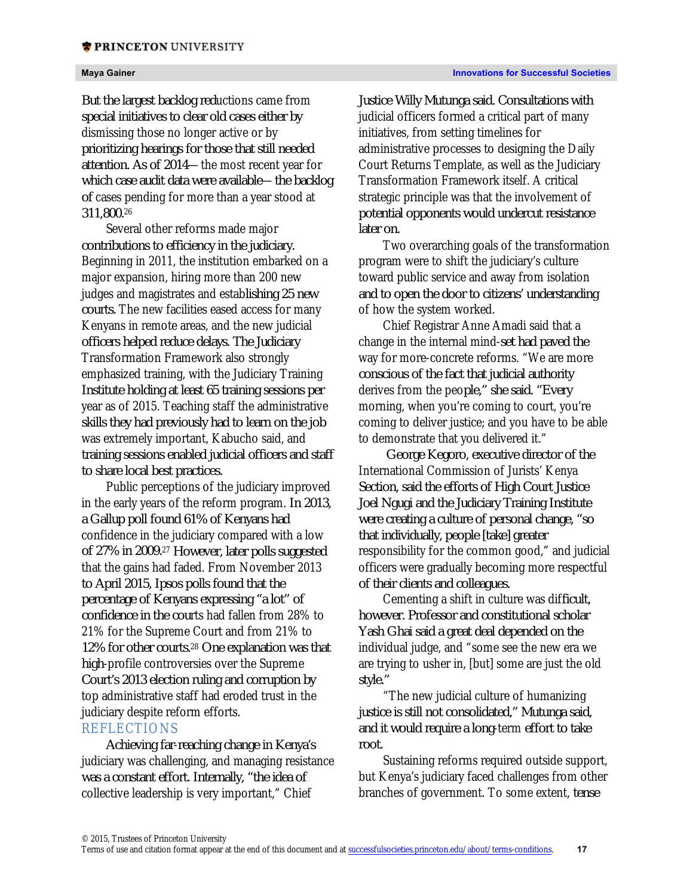But the largest backlog reductions came from special initiatives to clear old cases either by dismissing those no longer active or by prioritizing hearings for those that still needed attention. As of 2014—the most recent year for which case audit data were available—the backlog of cases pending for more than a year stood at 311,800.[26]

Several other reforms made major contributions to efficiency in the judiciary. Beginning in 2011, the institution embarked on a major expansion, hiring more than 200 new judges and magistrates and establishing 25 new courts. The new facilities eased access for many Kenyans in remote areas, and the new judicial officers helped reduce delays. The Judiciary Transformation Framework also strongly emphasized training, with the Judiciary Training Institute holding at least 65 training sessions per year as of 2015. Teaching staff the administrative skills they had previously had to learn on the job was extremely important, Kabucho said, and training sessions enabled judicial officers and staff to share local best practices.

Public perceptions of the judiciary improved in the early years of the reform program. In 2013, a Gallup poll found 61% of Kenyans had confidence in the judiciary compared with a low of 27% in 2009.[27] However, later polls suggested that the gains had faded. From November 2013 to April 2015, Ipsos polls found that the percentage of Kenyans expressing "a lot" of confidence in the courts had fallen from 28% to 21% for the Supreme Court and from 21% to 12% for other courts.[28] One explanation was that high-profile controversies over the Supreme Court's 2013 election ruling and corruption by top administrative staff had eroded trust in the judiciary despite reform efforts.

## REFLECTIONS

Achieving far-reaching change in Kenya's judiciary was challenging, and managing resistance was a constant effort. Internally, "the idea of collective leadership is very important," Chief Justice Willy Mutunga said. Consultations with judicial officers formed a critical part of many initiatives, from setting timelines for administrative processes to designing the Daily Court Returns Template, as well as the Judiciary Transformation Framework itself. A critical strategic principle was that the involvement of potential opponents would undercut resistance later on.

Two overarching goals of the transformation program were to shift the judiciary's culture toward public service and away from isolation and to open the door to citizens' understanding of how the system worked.

Chief Registrar Anne Amadi said that a change in the internal mind-set had paved the way for more-concrete reforms. "We are more conscious of the fact that judicial authority derives from the people," she said. "Every morning, when you're coming to court, you're coming to deliver justice; and you have to be able to demonstrate that you delivered it."

George Kegoro, executive director of the International Commission of Jurists' Kenya Section, said the efforts of High Court Justice Joel Ngugi and the Judiciary Training Institute were creating a culture of personal change, "so that individually, people [take] greater responsibility for the common good," and judicial officers were gradually becoming more respectful of their clients and colleagues.

Cementing a shift in culture was difficult, however. Professor and constitutional scholar Yash Ghai said a great deal depended on the individual judge, and "some see the new era we are trying to usher in, [but] some are just the old style."

"The new judicial culture of humanizing justice is still not consolidated," Mutunga said, and it would require a long-term effort to take root.

Sustaining reforms required outside support, but Kenya's judiciary faced challenges from other branches of government. To some extent, tense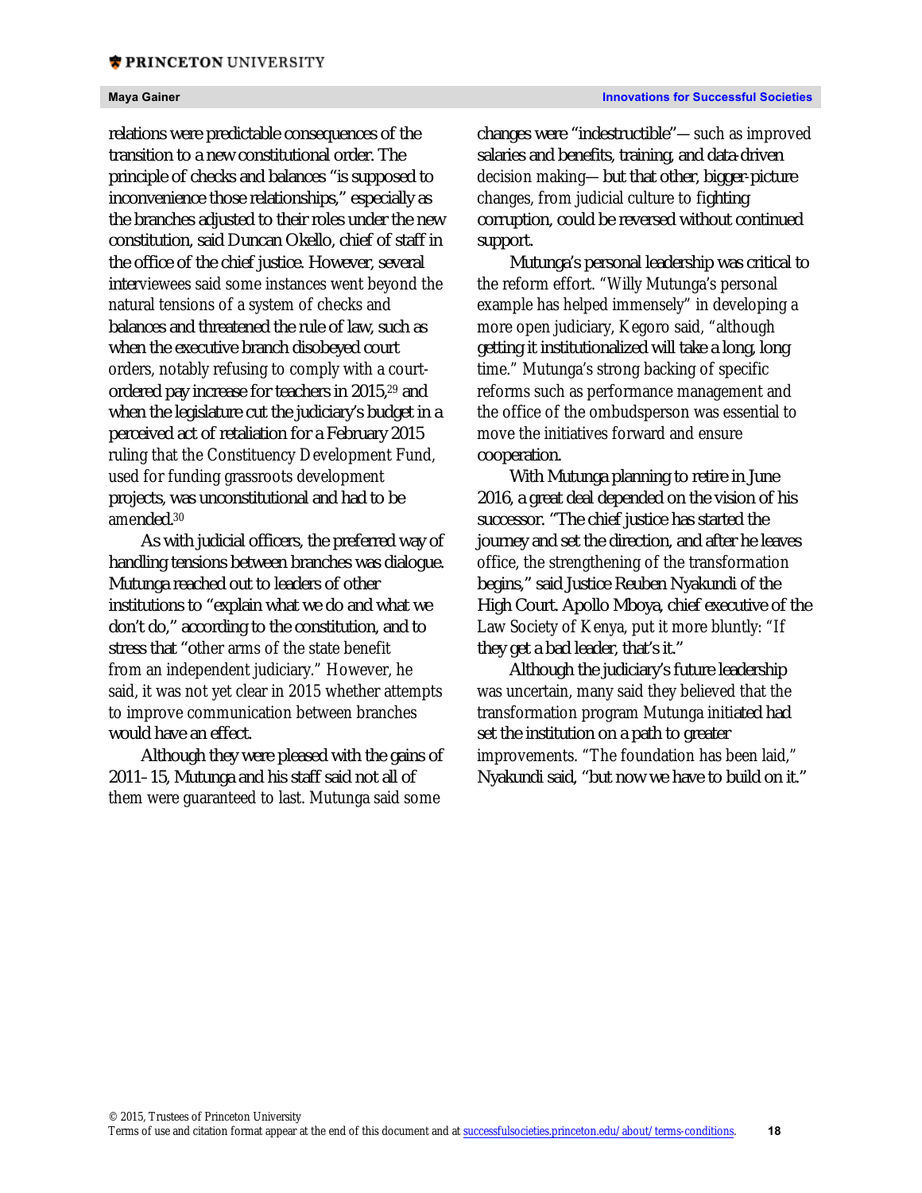relations were predictable consequences of the transition to a new constitutional order. The principle of checks and balances "is supposed to inconvenience those relationships," especially as the branches adjusted to their roles under the new constitution, said Duncan Okello, chief of staff in the office of the chief justice. However, several interviewees said some instances went beyond the natural tensions of a system of checks and balances and threatened the rule of law, such as when the executive branch disobeyed court orders, notably refusing to comply with a court-ordered pay increase for teachers in 2015,[29] and when the legislature cut the judiciary's budget in a perceived act of retaliation for a February 2015 ruling that the Constituency Development Fund, used for funding grassroots development projects, was unconstitutional and had to be amended.[30]

As with judicial officers, the preferred way of handling tensions between branches was dialogue. Mutunga reached out to leaders of other institutions to "explain what we do and what we don't do," according to the constitution, and to stress that "other arms of the state benefit from an independent judiciary." However, he said, it was not yet clear in 2015 whether attempts to improve communication between branches would have an effect.

Although they were pleased with the gains of 2011–15, Mutunga and his staff said not all of them were guaranteed to last. Mutunga said some changes were "indestructible"— such as improved salaries and benefits, training, and data-driven decision making— but that other, bigger-picture changes, from judicial culture to fighting corruption, could be reversed without continued support.

Mutunga's personal leadership was critical to the reform effort. "Willy Mutunga's personal example has helped immensely" in developing a more open judiciary, Kegoro said, "although getting it institutionalized will take a long, long time." Mutunga's strong backing of specific reforms such as performance management and the office of the ombudsperson was essential to move the initiatives forward and ensure cooperation.

With Mutunga planning to retire in June 2016, a great deal depended on the vision of his successor. "The chief justice has started the journey and set the direction, and after he leaves office, the strengthening of the transformation begins," said Justice Reuben Nyakundi of the High Court. Apollo Mboya, chief executive of the Law Society of Kenya, put it more bluntly: "If they get a bad leader, that's it."

Although the judiciary's future leadership was uncertain, many said they believed that the transformation program Mutunga initiated had set the institution on a path to greater improvements. "The foundation has been laid," Nyakundi said, "but now we have to build on it."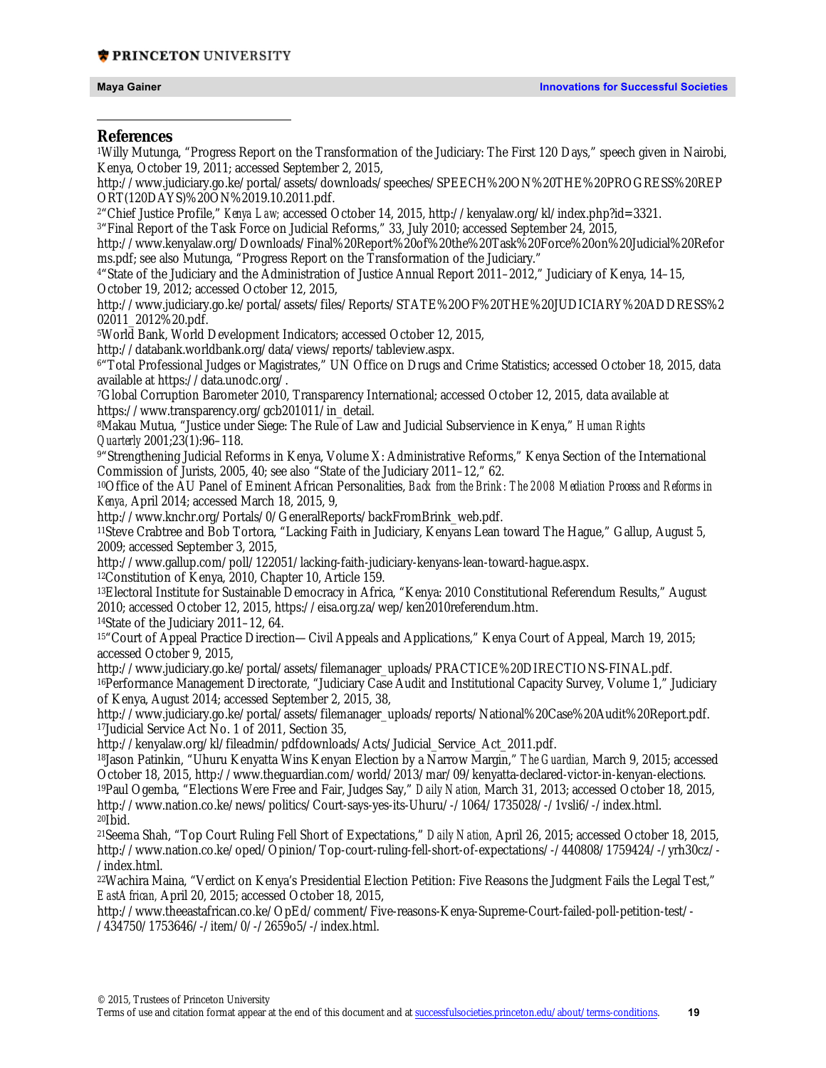## References

[1]Willy Mutunga, "Progress Report on the Transformation of the Judiciary: The First 120 Days," speech given in Nairobi, Kenya, October 19, 2011; accessed September 2, 2015, http://www.judiciary.go.ke/portal/assets/downloads/speeches/SPEECH%20ON%20THE%20PROGRESS%20REPORT(120DAYS)%20ON%2019.10.2011.pdf.

[2]"Chief Justice Profile," *Kenya Law*; accessed October 14, 2015, http://kenyalaw.org/kl/index.php?id=3321.

[3]"Final Report of the Task Force on Judicial Reforms," 33, July 2010; accessed September 24, 2015, http://www.kenyalaw.org/Downloads/Final%20Report%20of%20the%20Task%20Force%20on%20Judicial%20Reforms.pdf; see also Mutunga, "Progress Report on the Transformation of the Judiciary."

[4]"State of the Judiciary and the Administration of Justice Annual Report 2011–2012," Judiciary of Kenya, 14–15, October 19, 2012; accessed October 12, 2015, http://www.judiciary.go.ke/portal/assets/files/Reports/STATE%20OF%20THE%20JUDICIARY%20ADDRESS%202011_2012%20.pdf.

[5]World Bank, World Development Indicators; accessed October 12, 2015, http://databank.worldbank.org/data/views/reports/tableview.aspx.

[6]"Total Professional Judges or Magistrates," UN Office on Drugs and Crime Statistics; accessed October 18, 2015, data available at https://data.unodc.org/.

[7]Global Corruption Barometer 2010, Transparency International; accessed October 12, 2015, data available at https://www.transparency.org/gcb201011/in_detail.

[8]Makau Mutua, "Justice under Siege: The Rule of Law and Judicial Subservience in Kenya," *Human Rights Quarterly* 2001;23(1):96–118.

[9]"Strengthening Judicial Reforms in Kenya, Volume X: Administrative Reforms," Kenya Section of the International Commission of Jurists, 2005, 40; see also "State of the Judiciary 2011–12," 62.

[10]Office of the AU Panel of Eminent African Personalities, *Back from the Brink: The 2008 Mediation Process and Reforms in Kenya,* April 2014; accessed March 18, 2015, 9, http://www.knchr.org/Portals/0/GeneralReports/backFromBrink_web.pdf.

[11]Steve Crabtree and Bob Tortora, "Lacking Faith in Judiciary, Kenyans Lean toward The Hague," Gallup, August 5, 2009; accessed September 3, 2015, http://www.gallup.com/poll/122051/lacking-faith-judiciary-kenyans-lean-toward-hague.aspx.

[12]Constitution of Kenya, 2010, Chapter 10, Article 159.

[13]Electoral Institute for Sustainable Democracy in Africa, "Kenya: 2010 Constitutional Referendum Results," August 2010; accessed October 12, 2015, https://eisa.org.za/wep/ken2010referendum.htm.

[14]State of the Judiciary 2011–12, 64.

[15]"Court of Appeal Practice Direction—Civil Appeals and Applications," Kenya Court of Appeal, March 19, 2015; accessed October 9, 2015, http://www.judiciary.go.ke/portal/assets/filemanager_uploads/PRACTICE%20DIRECTIONS-FINAL.pdf.

[16]Performance Management Directorate, "Judiciary Case Audit and Institutional Capacity Survey, Volume 1," Judiciary of Kenya, August 2014; accessed September 2, 2015, 38, http://www.judiciary.go.ke/portal/assets/filemanager_uploads/reports/National%20Case%20Audit%20Report.pdf.

[17]Judicial Service Act No. 1 of 2011, Section 35, http://kenyalaw.org/kl/fileadmin/pdfdownloads/Acts/Judicial_Service_Act_2011.pdf.

[18]Jason Patinkin, "Uhuru Kenyatta Wins Kenyan Election by a Narrow Margin," *The Guardian,* March 9, 2015; accessed October 18, 2015, http://www.theguardian.com/world/2013/mar/09/kenyatta-declared-victor-in-kenyan-elections.

[19]Paul Ogemba, "Elections Were Free and Fair, Judges Say," *Daily Nation,* March 31, 2013; accessed October 18, 2015, http://www.nation.co.ke/news/politics/Court-says-yes-its-Uhuru/-/1064/1735028/-/1vsli6/-/index.html.

[20]Ibid.

[21]Seema Shah, "Top Court Ruling Fell Short of Expectations," *Daily Nation,* April 26, 2015; accessed October 18, 2015, http://www.nation.co.ke/oped/Opinion/Top-court-ruling-fell-short-of-expectations/-/440808/1759424/-/yrh30cz/-/index.html.

[22]Wachira Maina, "Verdict on Kenya's Presidential Election Petition: Five Reasons the Judgment Fails the Legal Test," *EastAfrican,* April 20, 2015; accessed October 18, 2015, http://www.theeastafrican.co.ke/OpEd/comment/Five-reasons-Kenya-Supreme-Court-failed-poll-petition-test/-/434750/1753646/-/item/0/-/2659o5/-/index.html.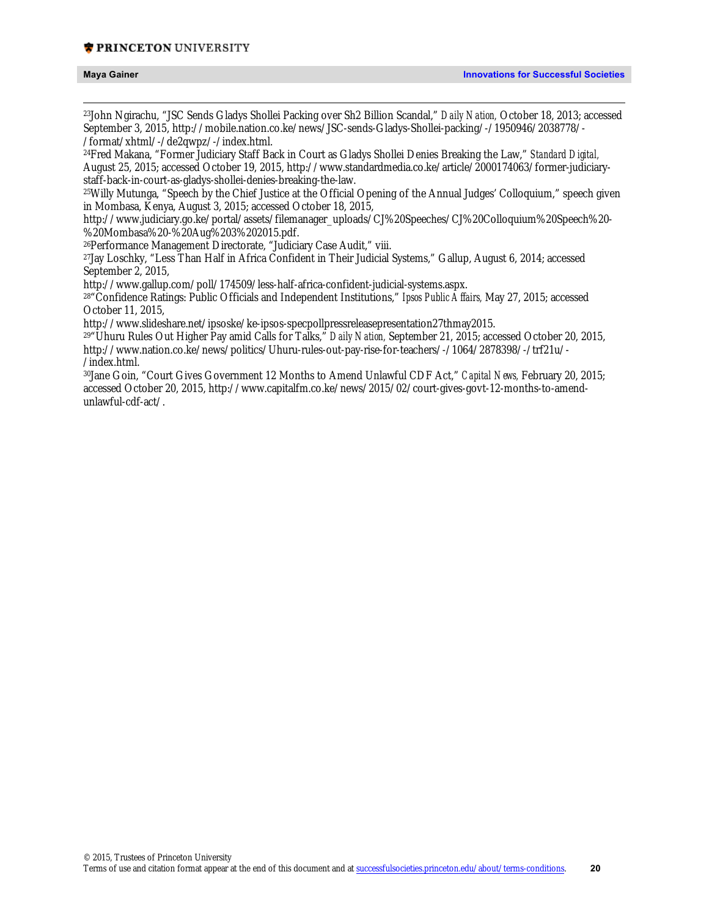[23]John Ngirachu, "JSC Sends Gladys Shollei Packing over Sh2 Billion Scandal," *Daily Nation,* October 18, 2013; accessed September 3, 2015, http://mobile.nation.co.ke/news/JSC-sends-Gladys-Shollei-packing/-/1950946/2038778/-/format/xhtml/-/de2qwpz/-/index.html.

[24]Fred Makana, "Former Judiciary Staff Back in Court as Gladys Shollei Denies Breaking the Law," *Standard Digital,* August 25, 2015; accessed October 19, 2015, http://www.standardmedia.co.ke/article/2000174063/former-judiciary-staff-back-in-court-as-gladys-shollei-denies-breaking-the-law.

[25]Willy Mutunga, "Speech by the Chief Justice at the Official Opening of the Annual Judges' Colloquium," speech given in Mombasa, Kenya, August 3, 2015; accessed October 18, 2015, http://www.judiciary.go.ke/portal/assets/filemanager_uploads/CJ%20Speeches/CJ%20Colloquium%20Speech%20-%20Mombasa%20-%20Aug%203%202015.pdf.

[26]Performance Management Directorate, "Judiciary Case Audit," viii.

[27]Jay Loschky, "Less Than Half in Africa Confident in Their Judicial Systems," Gallup, August 6, 2014; accessed September 2, 2015, http://www.gallup.com/poll/174509/less-half-africa-confident-judicial-systems.aspx.

[28]"Confidence Ratings: Public Officials and Independent Institutions," *Ipsos Public Affairs,* May 27, 2015; accessed October 11, 2015, http://www.slideshare.net/ipsoske/ke-ipsos-specpollpressreleasepresentation27thmay2015.

[29]"Uhuru Rules Out Higher Pay amid Calls for Talks," *Daily Nation,* September 21, 2015; accessed October 20, 2015, http://www.nation.co.ke/news/politics/Uhuru-rules-out-pay-rise-for-teachers/-/1064/2878398/-/trf21u/-/index.html.

[30]Jane Goin, "Court Gives Government 12 Months to Amend Unlawful CDF Act," *Capital News,* February 20, 2015; accessed October 20, 2015, http://www.capitalfm.co.ke/news/2015/02/court-gives-govt-12-months-to-amend-unlawful-cdf-act/.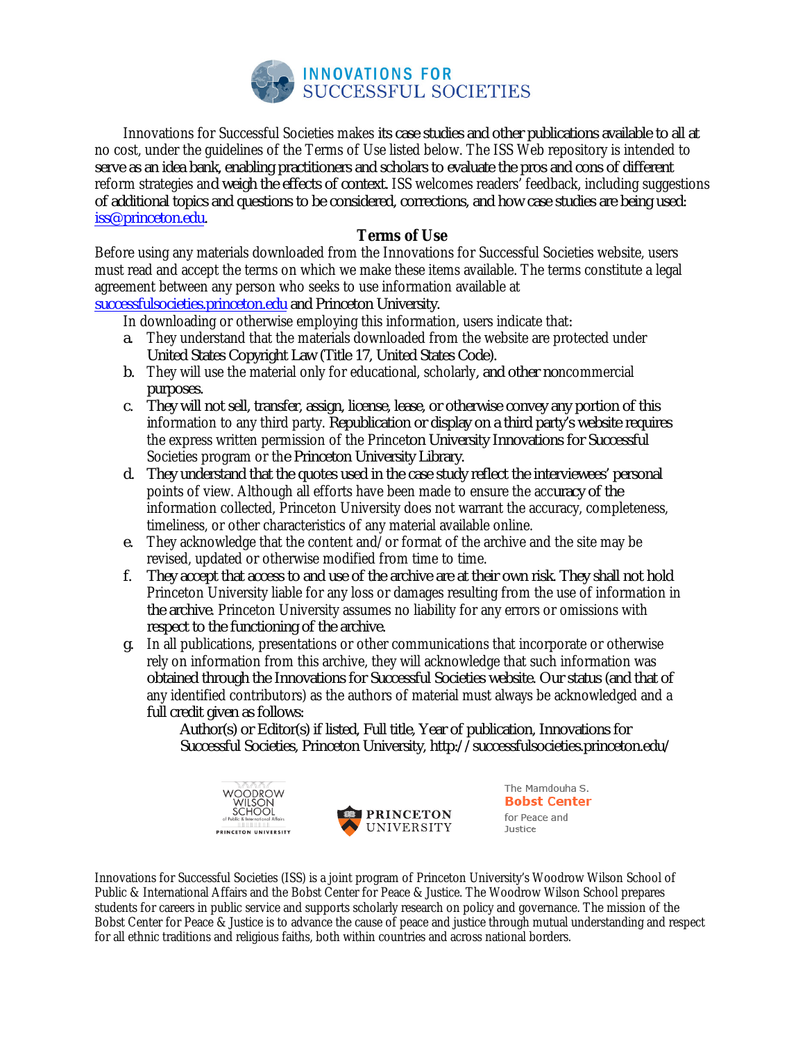INNOVATIONS FOR SUCCESSFUL SOCIETIES

Innovations for Successful Societies makes its case studies and other publications available to all at no cost, under the guidelines of the Terms of Use listed below. The ISS Web repository is intended to serve as an idea bank, enabling practitioners and scholars to evaluate the pros and cons of different reform strategies and weigh the effects of context. ISS welcomes readers' feedback, including suggestions of additional topics and questions to be considered, corrections, and how case studies are being used: iss@princeton.edu.

## Terms of Use

Before using any materials downloaded from the Innovations for Successful Societies website, users must read and accept the terms on which we make these items available. The terms constitute a legal agreement between any person who seeks to use information available at successfulsocieties.princeton.edu and Princeton University.

In downloading or otherwise employing this information, users indicate that:

a. They understand that the materials downloaded from the website are protected under United States Copyright Law (Title 17, United States Code).
b. They will use the material only for educational, scholarly, and other noncommercial purposes.
c. They will not sell, transfer, assign, license, lease, or otherwise convey any portion of this information to any third party. Republication or display on a third party's website requires the express written permission of the Princeton University Innovations for Successful Societies program or the Princeton University Library.
d. They understand that the quotes used in the case study reflect the interviewees' personal points of view. Although all efforts have been made to ensure the accuracy of the information collected, Princeton University does not warrant the accuracy, completeness, timeliness, or other characteristics of any material available online.
e. They acknowledge that the content and/or format of the archive and the site may be revised, updated or otherwise modified from time to time.
f. They accept that access to and use of the archive are at their own risk. They shall not hold Princeton University liable for any loss or damages resulting from the use of information in the archive. Princeton University assumes no liability for any errors or omissions with respect to the functioning of the archive.
g. In all publications, presentations or other communications that incorporate or otherwise rely on information from this archive, they will acknowledge that such information was obtained through the Innovations for Successful Societies website. Our status (and that of any identified contributors) as the authors of material must always be acknowledged and a full credit given as follows:

   Author(s) or Editor(s) if listed, Full title, Year of publication, Innovations for Successful Societies, Princeton University, http://successfulsocieties.princeton.edu/

WOODROW WILSON SCHOOL of Public & International Affairs PRINCETON UNIVERSITY

PRINCETON UNIVERSITY

The Mamdouha S. Bobst Center for Peace and Justice

Innovations for Successful Societies (ISS) is a joint program of Princeton University's Woodrow Wilson School of Public & International Affairs and the Bobst Center for Peace & Justice. The Woodrow Wilson School prepares students for careers in public service and supports scholarly research on policy and governance. The mission of the Bobst Center for Peace & Justice is to advance the cause of peace and justice through mutual understanding and respect for all ethnic traditions and religious faiths, both within countries and across national borders.